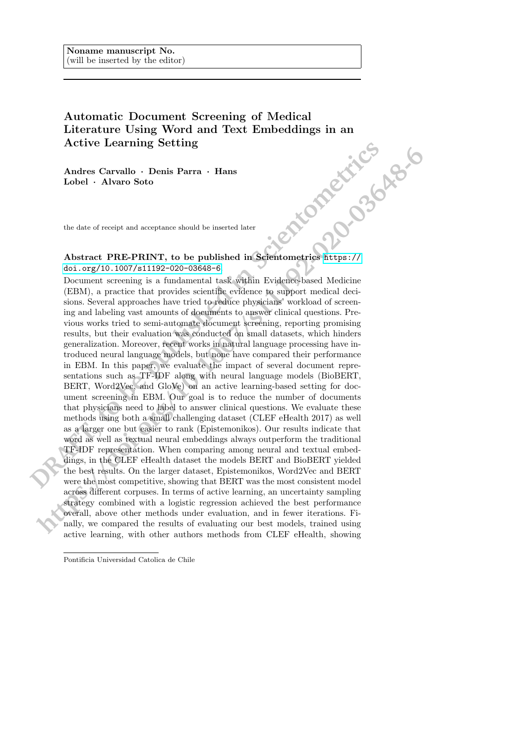Noname manuscript No.
(will be inserted by the editor)

# Automatic Document Screening of Medical Literature Using Word and Text Embeddings in an Active Learning Setting

**Andres Carvallo · Denis Parra · Hans Lobel · Alvaro Soto**

the date of receipt and acceptance should be inserted later

**Abstract PRE-PRINT, to be published in Scientometrics** https://doi.org/10.1007/s11192-020-03648-6.
Document screening is a fundamental task within Evidence-based Medicine (EBM), a practice that provides scientific evidence to support medical decisions. Several approaches have tried to reduce physicians' workload of screening and labeling vast amounts of documents to answer clinical questions. Previous works tried to semi-automate document screening, reporting promising results, but their evaluation was conducted on small datasets, which hinders generalization. Moreover, recent works in natural language processing have introduced neural language models, but none have compared their performance in EBM. In this paper, we evaluate the impact of several document representations such as TF-IDF along with neural language models (BioBERT, BERT, Word2Vec, and GloVe) on an active learning-based setting for document screening in EBM. Our goal is to reduce the number of documents that physicians need to label to answer clinical questions. We evaluate these methods using both a small challenging dataset (CLEF eHealth 2017) as well as a larger one but easier to rank (Epistemonikos). Our results indicate that word as well as textual neural embeddings always outperform the traditional TF-IDF representation. When comparing among neural and textual embeddings, in the CLEF eHealth dataset the models BERT and BioBERT yielded the best results. On the larger dataset, Epistemonikos, Word2Vec and BERT were the most competitive, showing that BERT was the most consistent model across different corpuses. In terms of active learning, an uncertainty sampling strategy combined with a logistic regression achieved the best performance overall, above other methods under evaluation, and in fewer iterations. Finally, we compared the results of evaluating our best models, trained using active learning, with other authors methods from CLEF eHealth, showing

---

Pontificia Universidad Catolica de Chile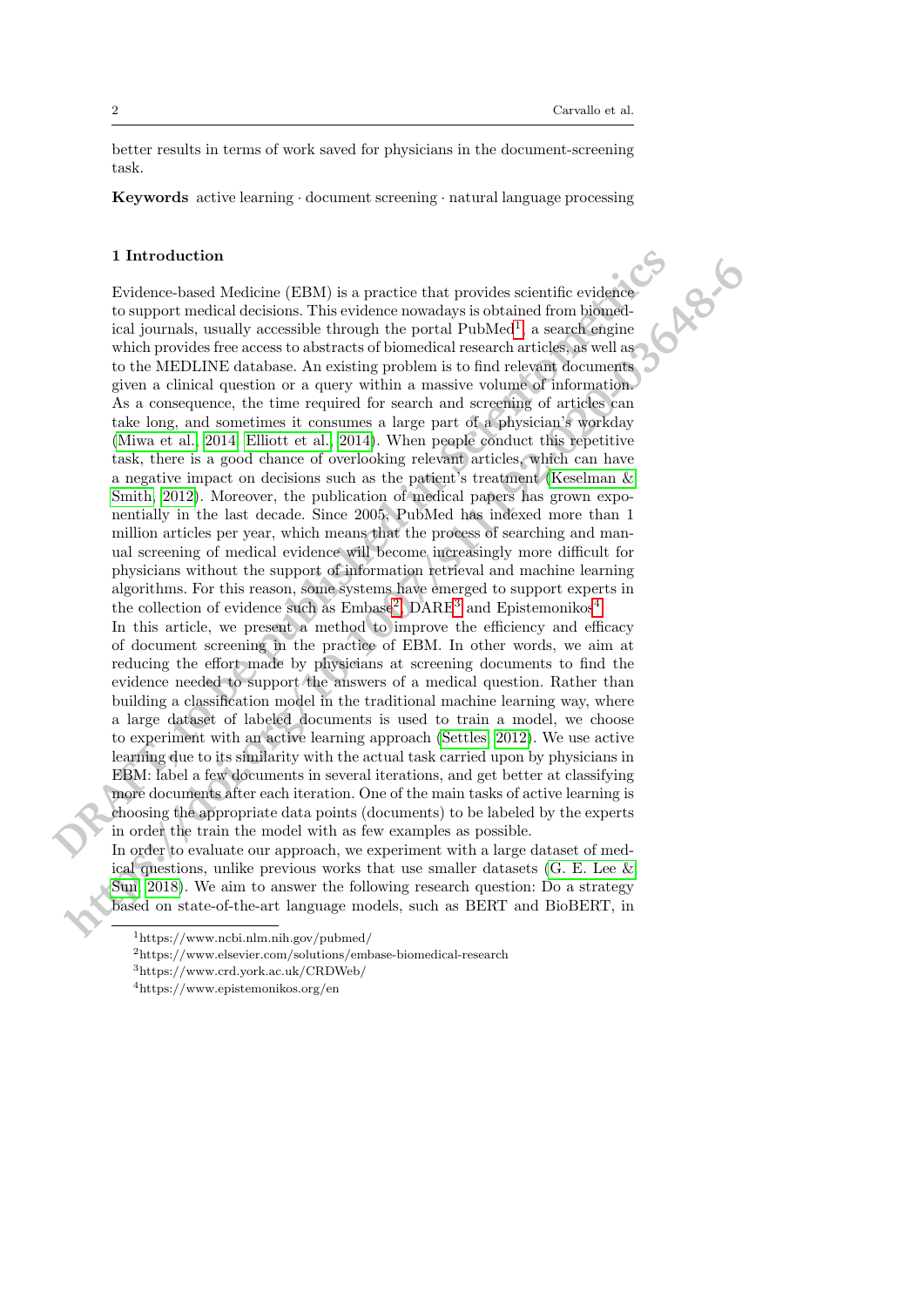better results in terms of work saved for physicians in the document-screening task.

**Keywords** active learning · document screening · natural language processing

## 1 Introduction

Evidence-based Medicine (EBM) is a practice that provides scientific evidence to support medical decisions. This evidence nowadays is obtained from biomedical journals, usually accessible through the portal PubMed[1], a search engine which provides free access to abstracts of biomedical research articles, as well as to the MEDLINE database. An existing problem is to find relevant documents given a clinical question or a query within a massive volume of information. As a consequence, the time required for search and screening of articles can take long, and sometimes it consumes a large part of a physician's workday (Miwa et al., 2014; Elliott et al., 2014). When people conduct this repetitive task, there is a good chance of overlooking relevant articles, which can have a negative impact on decisions such as the patient's treatment (Keselman & Smith, 2012). Moreover, the publication of medical papers has grown exponentially in the last decade. Since 2005, PubMed has indexed more than 1 million articles per year, which means that the process of searching and manual screening of medical evidence will become increasingly more difficult for physicians without the support of information retrieval and machine learning algorithms. For this reason, some systems have emerged to support experts in the collection of evidence such as Embase[2], DARE[3] and Epistemonikos[4].

In this article, we present a method to improve the efficiency and efficacy of document screening in the practice of EBM. In other words, we aim at reducing the effort made by physicians at screening documents to find the evidence needed to support the answers of a medical question. Rather than building a classification model in the traditional machine learning way, where a large dataset of labeled documents is used to train a model, we choose to experiment with an active learning approach (Settles, 2012). We use active learning due to its similarity with the actual task carried upon by physicians in EBM: label a few documents in several iterations, and get better at classifying more documents after each iteration. One of the main tasks of active learning is choosing the appropriate data points (documents) to be labeled by the experts in order the train the model with as few examples as possible.

In order to evaluate our approach, we experiment with a large dataset of medical questions, unlike previous works that use smaller datasets (G. E. Lee & Sun, 2018). We aim to answer the following research question: Do a strategy based on state-of-the-art language models, such as BERT and BioBERT, in

[1] https://www.ncbi.nlm.nih.gov/pubmed/

[2] https://www.elsevier.com/solutions/embase-biomedical-research

[3] https://www.crd.york.ac.uk/CRDWeb/

[4] https://www.epistemonikos.org/en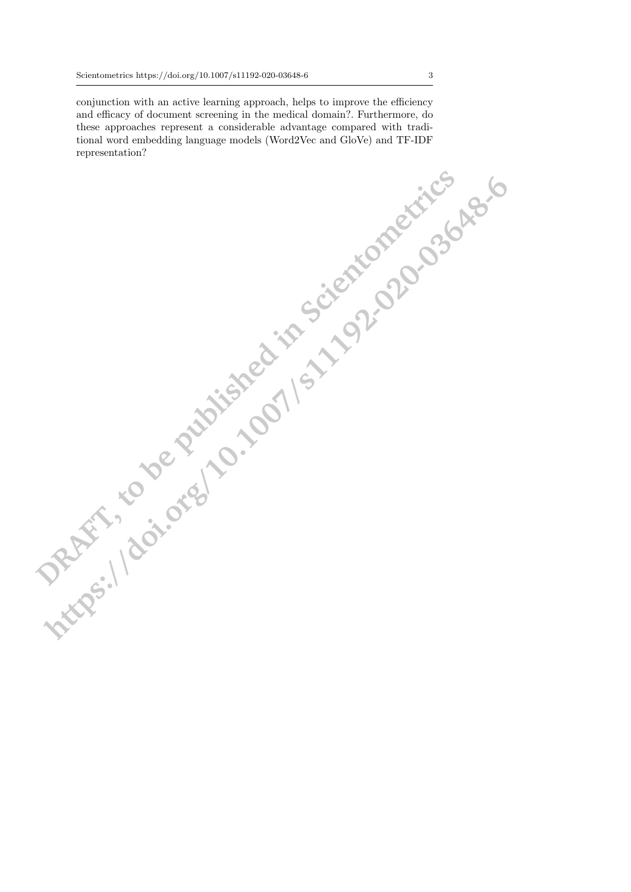conjunction with an active learning approach, helps to improve the efficiency and efficacy of document screening in the medical domain?. Furthermore, do these approaches represent a considerable advantage compared with traditional word embedding language models (Word2Vec and GloVe) and TF-IDF representation?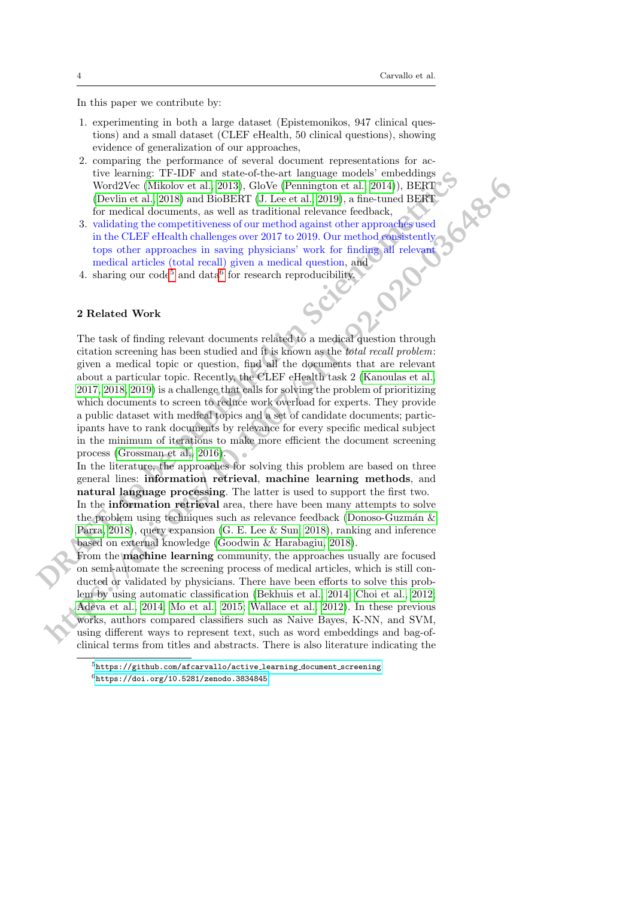In this paper we contribute by:

1. experimenting in both a large dataset (Epistemonikos, 947 clinical questions) and a small dataset (CLEF eHealth, 50 clinical questions), showing evidence of generalization of our approaches,
2. comparing the performance of several document representations for active learning: TF-IDF and state-of-the-art language models' embeddings Word2Vec (Mikolov et al., 2013), GloVe (Pennington et al., 2014)), BERT (Devlin et al., 2018) and BioBERT (J. Lee et al., 2019), a fine-tuned BERT for medical documents, as well as traditional relevance feedback,
3. validating the competitiveness of our method against other approaches used in the CLEF eHealth challenges over 2017 to 2019. Our method consistently tops other approaches in saving physicians' work for finding all relevant medical articles (total recall) given a medical question, and
4. sharing our code[5] and data[6] for research reproducibility.

## 2 Related Work

The task of finding relevant documents related to a medical question through citation screening has been studied and it is known as the *total recall problem*: given a medical topic or question, find all the documents that are relevant about a particular topic. Recently, the CLEF eHealth task 2 (Kanoulas et al., 2017, 2018, 2019) is a challenge that calls for solving the problem of prioritizing which documents to screen to reduce work overload for experts. They provide a public dataset with medical topics and a set of candidate documents; participants have to rank documents by relevance for every specific medical subject in the minimum of iterations to make more efficient the document screening process (Grossman et al., 2016).

In the literature, the approaches for solving this problem are based on three general lines: **information retrieval**, **machine learning methods**, and **natural language processing**. The latter is used to support the first two.

In the **information retrieval** area, there have been many attempts to solve the problem using techniques such as relevance feedback (Donoso-Guzmán & Parra, 2018), query expansion (G. E. Lee & Sun, 2018), ranking and inference based on external knowledge (Goodwin & Harabagiu, 2018).

From the **machine learning** community, the approaches usually are focused on semi-automate the screening process of medical articles, which is still conducted or validated by physicians. There have been efforts to solve this problem by using automatic classification (Bekhuis et al., 2014; Choi et al., 2012; Adeva et al., 2014; Mo et al., 2015; Wallace et al., 2012). In these previous works, authors compared classifiers such as Naive Bayes, K-NN, and SVM, using different ways to represent text, such as word embeddings and bag-of-clinical terms from titles and abstracts. There is also literature indicating the

[5] https://github.com/afcarvallo/active_learning_document_screening

[6] https://doi.org/10.5281/zenodo.3834845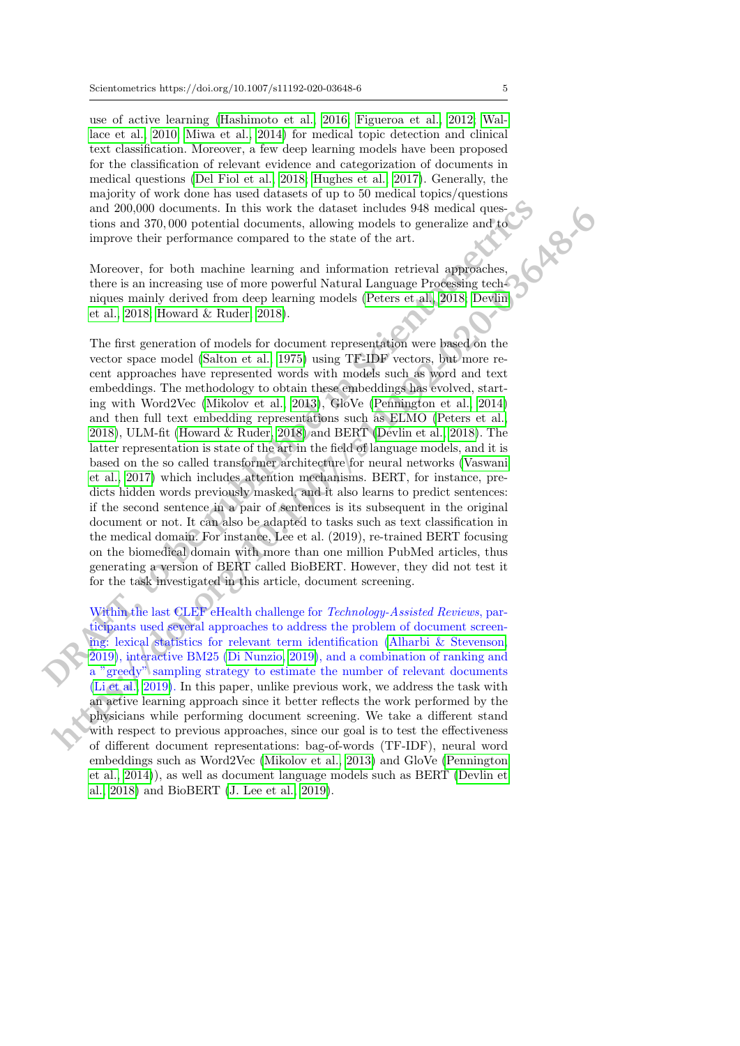use of active learning (Hashimoto et al., 2016; Figueroa et al., 2012; Wallace et al., 2010; Miwa et al., 2014) for medical topic detection and clinical text classification. Moreover, a few deep learning models have been proposed for the classification of relevant evidence and categorization of documents in medical questions (Del Fiol et al., 2018; Hughes et al., 2017). Generally, the majority of work done has used datasets of up to 50 medical topics/questions and 200,000 documents. In this work the dataset includes 948 medical questions and 370,000 potential documents, allowing models to generalize and to improve their performance compared to the state of the art.

Moreover, for both machine learning and information retrieval approaches, there is an increasing use of more powerful Natural Language Processing techniques mainly derived from deep learning models (Peters et al., 2018; Devlin et al., 2018; Howard & Ruder, 2018).

The first generation of models for document representation were based on the vector space model (Salton et al., 1975) using TF-IDF vectors, but more recent approaches have represented words with models such as word and text embeddings. The methodology to obtain these embeddings has evolved, starting with Word2Vec (Mikolov et al., 2013), GloVe (Pennington et al., 2014) and then full text embedding representations such as ELMO (Peters et al., 2018), ULM-fit (Howard & Ruder, 2018) and BERT (Devlin et al., 2018). The latter representation is state of the art in the field of language models, and it is based on the so called transformer architecture for neural networks (Vaswani et al., 2017) which includes attention mechanisms. BERT, for instance, predicts hidden words previously masked, and it also learns to predict sentences: if the second sentence in a pair of sentences is its subsequent in the original document or not. It can also be adapted to tasks such as text classification in the medical domain. For instance, Lee et al. (2019), re-trained BERT focusing on the biomedical domain with more than one million PubMed articles, thus generating a version of BERT called BioBERT. However, they did not test it for the task investigated in this article, document screening.

Within the last CLEF eHealth challenge for *Technology-Assisted Reviews*, participants used several approaches to address the problem of document screening: lexical statistics for relevant term identification (Alharbi & Stevenson, 2019), interactive BM25 (Di Nunzio, 2019), and a combination of ranking and a "greedy" sampling strategy to estimate the number of relevant documents (Li et al., 2019). In this paper, unlike previous work, we address the task with an active learning approach since it better reflects the work performed by the physicians while performing document screening. We take a different stand with respect to previous approaches, since our goal is to test the effectiveness of different document representations: bag-of-words (TF-IDF), neural word embeddings such as Word2Vec (Mikolov et al., 2013) and GloVe (Pennington et al., 2014)), as well as document language models such as BERT (Devlin et al., 2018) and BioBERT (J. Lee et al., 2019).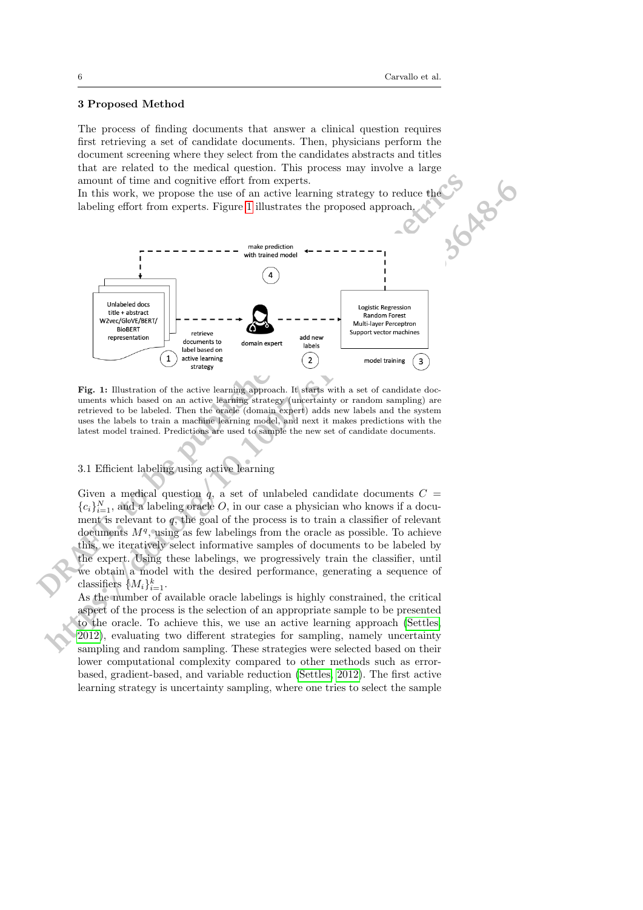## 3 Proposed Method

The process of finding documents that answer a clinical question requires first retrieving a set of candidate documents. Then, physicians perform the document screening where they select from the candidates abstracts and titles that are related to the medical question. This process may involve a large amount of time and cognitive effort from experts.

In this work, we propose the use of an active learning strategy to reduce the labeling effort from experts. Figure 1 illustrates the proposed approach.

**Fig. 1:** Illustration of the active learning approach. It starts with a set of candidate documents which based on an active learning strategy (uncertainty or random sampling) are retrieved to be labeled. Then the oracle (domain expert) adds new labels and the system uses the labels to train a machine learning model, and next it makes predictions with the latest model trained. Predictions are used to sample the new set of candidate documents.

### 3.1 Efficient labeling using active learning

Given a medical question $q$, a set of unlabeled candidate documents $C = \{c_i\}_{i=1}^N$, and a labeling oracle $O$, in our case a physician who knows if a document is relevant to $q$, the goal of the process is to train a classifier of relevant documents $M^q$, using as few labelings from the oracle as possible. To achieve this, we iteratively select informative samples of documents to be labeled by the expert. Using these labelings, we progressively train the classifier, until we obtain a model with the desired performance, generating a sequence of classifiers $\{M_i\}_{i=1}^k$.

As the number of available oracle labelings is highly constrained, the critical aspect of the process is the selection of an appropriate sample to be presented to the oracle. To achieve this, we use an active learning approach (Settles, 2012), evaluating two different strategies for sampling, namely uncertainty sampling and random sampling. These strategies were selected based on their lower computational complexity compared to other methods such as error-based, gradient-based, and variable reduction (Settles, 2012). The first active learning strategy is uncertainty sampling, where one tries to select the sample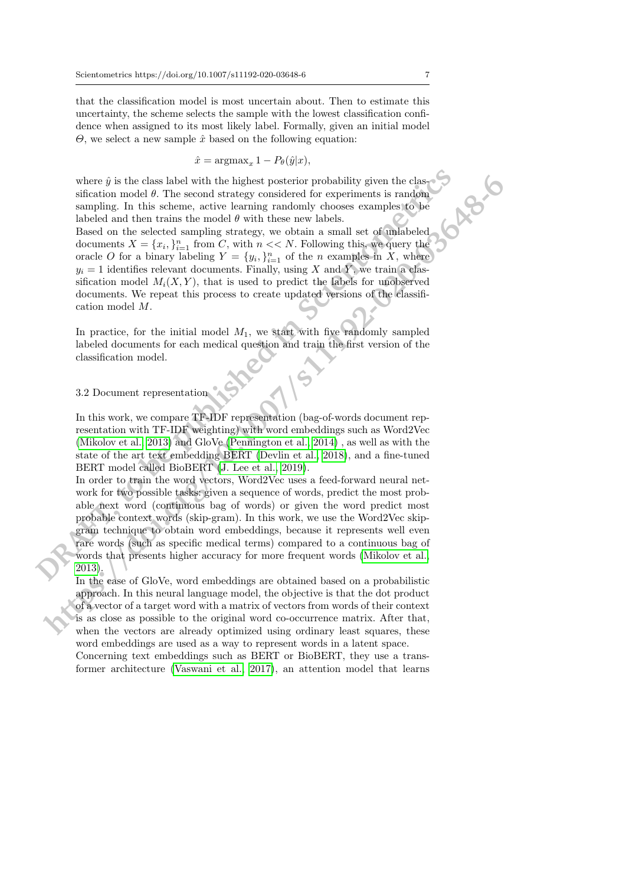that the classification model is most uncertain about. Then to estimate this uncertainty, the scheme selects the sample with the lowest classification confidence when assigned to its most likely label. Formally, given an initial model $\Theta$, we select a new sample $\hat{x}$ based on the following equation:

$$\hat{x} = \text{argmax}_x \, 1 - P_\theta(\hat{y}|x),$$

where $\hat{y}$ is the class label with the highest posterior probability given the classification model $\theta$. The second strategy considered for experiments is random sampling. In this scheme, active learning randomly chooses examples to be labeled and then trains the model $\theta$ with these new labels.

Based on the selected sampling strategy, we obtain a small set of unlabeled documents $X = \{x_i, \}_{i=1}^n$ from $C$, with $n << N$. Following this, we query the oracle $O$ for a binary labeling $Y = \{y_i, \}_{i=1}^n$ of the $n$ examples in $X$, where $y_i = 1$ identifies relevant documents. Finally, using $X$ and $Y$, we train a classification model $M_i(X, Y)$, that is used to predict the labels for unobserved documents. We repeat this process to create updated versions of the classification model $M$.

In practice, for the initial model $M_1$, we start with five randomly sampled labeled documents for each medical question and train the first version of the classification model.

### 3.2 Document representation

In this work, we compare TF-IDF representation (bag-of-words document representation with TF-IDF weighting) with word embeddings such as Word2Vec (Mikolov et al., 2013) and GloVe (Pennington et al., 2014) , as well as with the state of the art text embedding BERT (Devlin et al., 2018), and a fine-tuned BERT model called BioBERT (J. Lee et al., 2019).

In order to train the word vectors, Word2Vec uses a feed-forward neural network for two possible tasks: given a sequence of words, predict the most probable next word (continuous bag of words) or given the word predict most probable context words (skip-gram). In this work, we use the Word2Vec skip-gram technique to obtain word embeddings, because it represents well even rare words (such as specific medical terms) compared to a continuous bag of words that presents higher accuracy for more frequent words (Mikolov et al., 2013).

In the case of GloVe, word embeddings are obtained based on a probabilistic approach. In this neural language model, the objective is that the dot product of a vector of a target word with a matrix of vectors from words of their context is as close as possible to the original word co-occurrence matrix. After that, when the vectors are already optimized using ordinary least squares, these word embeddings are used as a way to represent words in a latent space.

Concerning text embeddings such as BERT or BioBERT, they use a transformer architecture (Vaswani et al., 2017), an attention model that learns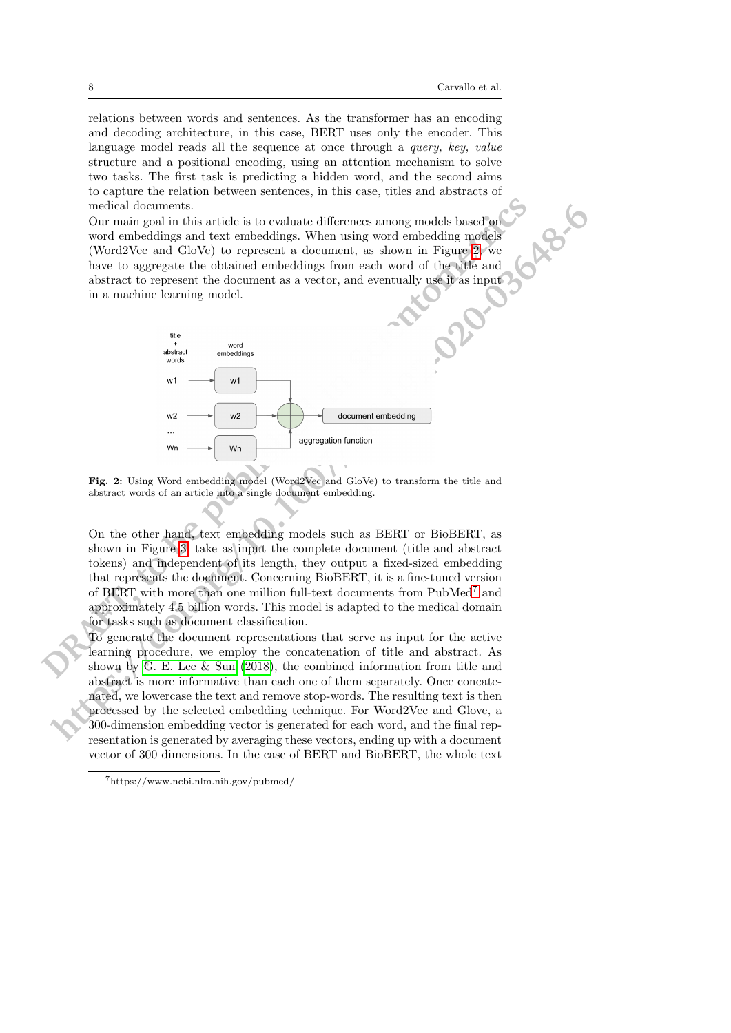relations between words and sentences. As the transformer has an encoding and decoding architecture, in this case, BERT uses only the encoder. This language model reads all the sequence at once through a *query, key, value* structure and a positional encoding, using an attention mechanism to solve two tasks. The first task is predicting a hidden word, and the second aims to capture the relation between sentences, in this case, titles and abstracts of medical documents.

Our main goal in this article is to evaluate differences among models based on word embeddings and text embeddings. When using word embedding models (Word2Vec and GloVe) to represent a document, as shown in Figure 2, we have to aggregate the obtained embeddings from each word of the title and abstract to represent the document as a vector, and eventually use it as input in a machine learning model.

**Fig. 2:** Using Word embedding model (Word2Vec and GloVe) to transform the title and abstract words of an article into a single document embedding.

On the other hand, text embedding models such as BERT or BioBERT, as shown in Figure 3, take as input the complete document (title and abstract tokens) and independent of its length, they output a fixed-sized embedding that represents the document. Concerning BioBERT, it is a fine-tuned version of BERT with more than one million full-text documents from PubMed[7] and approximately 4.5 billion words. This model is adapted to the medical domain for tasks such as document classification.

To generate the document representations that serve as input for the active learning procedure, we employ the concatenation of title and abstract. As shown by G. E. Lee & Sun (2018), the combined information from title and abstract is more informative than each one of them separately. Once concatenated, we lowercase the text and remove stop-words. The resulting text is then processed by the selected embedding technique. For Word2Vec and Glove, a 300-dimension embedding vector is generated for each word, and the final representation is generated by averaging these vectors, ending up with a document vector of 300 dimensions. In the case of BERT and BioBERT, the whole text

[7] https://www.ncbi.nlm.nih.gov/pubmed/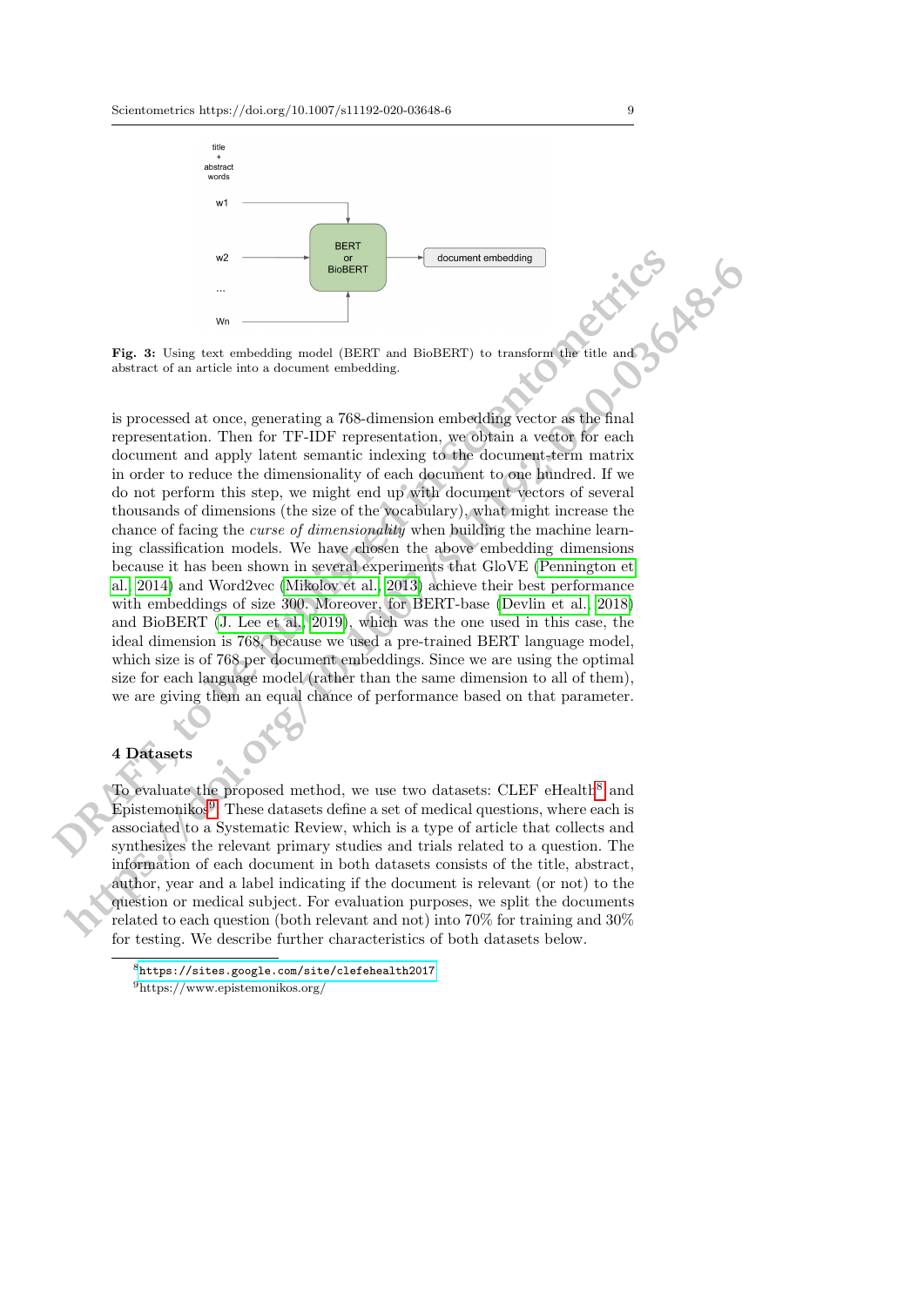Fig. 3: Using text embedding model (BERT and BioBERT) to transform the title and abstract of an article into a document embedding.

is processed at once, generating a 768-dimension embedding vector as the final representation. Then for TF-IDF representation, we obtain a vector for each document and apply latent semantic indexing to the document-term matrix in order to reduce the dimensionality of each document to one hundred. If we do not perform this step, we might end up with document vectors of several thousands of dimensions (the size of the vocabulary), what might increase the chance of facing the *curse of dimensionality* when building the machine learning classification models. We have chosen the above embedding dimensions because it has been shown in several experiments that GloVE (Pennington et al., 2014) and Word2vec (Mikolov et al., 2013) achieve their best performance with embeddings of size 300. Moreover, for BERT-base (Devlin et al., 2018) and BioBERT (J. Lee et al., 2019), which was the one used in this case, the ideal dimension is 768, because we used a pre-trained BERT language model, which size is of 768 per document embeddings. Since we are using the optimal size for each language model (rather than the same dimension to all of them), we are giving them an equal chance of performance based on that parameter.

## 4 Datasets

To evaluate the proposed method, we use two datasets: CLEF eHealth[8] and Epistemonikos[9]. These datasets define a set of medical questions, where each is associated to a Systematic Review, which is a type of article that collects and synthesizes the relevant primary studies and trials related to a question. The information of each document in both datasets consists of the title, abstract, author, year and a label indicating if the document is relevant (or not) to the question or medical subject. For evaluation purposes, we split the documents related to each question (both relevant and not) into 70% for training and 30% for testing. We describe further characteristics of both datasets below.

[8] https://sites.google.com/site/clefehealth2017

[9] https://www.epistemonikos.org/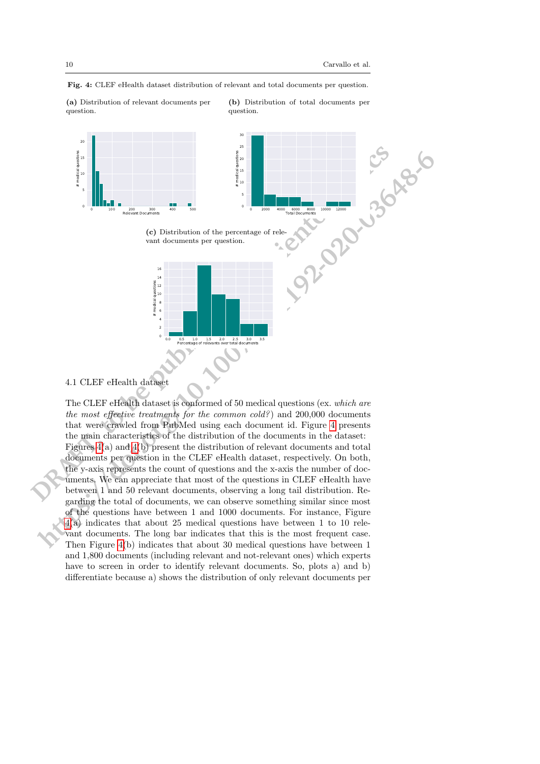**Fig. 4:** CLEF eHealth dataset distribution of relevant and total documents per question.

**(a)** Distribution of relevant documents per question.

**(b)** Distribution of total documents per question.

**(c)** Distribution of the percentage of relevant documents per question.

### 4.1 CLEF eHealth dataset

The CLEF eHealth dataset is conformed of 50 medical questions (ex. *which are the most effective treatments for the common cold?*) and 200,000 documents that were crawled from PubMed using each document id. Figure 4 presents the main characteristics of the distribution of the documents in the dataset: Figures 4(a) and 4(b) present the distribution of relevant documents and total documents per question in the CLEF eHealth dataset, respectively. On both, the y-axis represents the count of questions and the x-axis the number of documents. We can appreciate that most of the questions in CLEF eHealth have between 1 and 50 relevant documents, observing a long tail distribution. Regarding the total of documents, we can observe something similar since most of the questions have between 1 and 1000 documents. For instance, Figure 4(a) indicates that about 25 medical questions have between 1 to 10 relevant documents. The long bar indicates that this is the most frequent case. Then Figure 4(b) indicates that about 30 medical questions have between 1 and 1,800 documents (including relevant and not-relevant ones) which experts have to screen in order to identify relevant documents. So, plots a) and b) differentiate because a) shows the distribution of only relevant documents per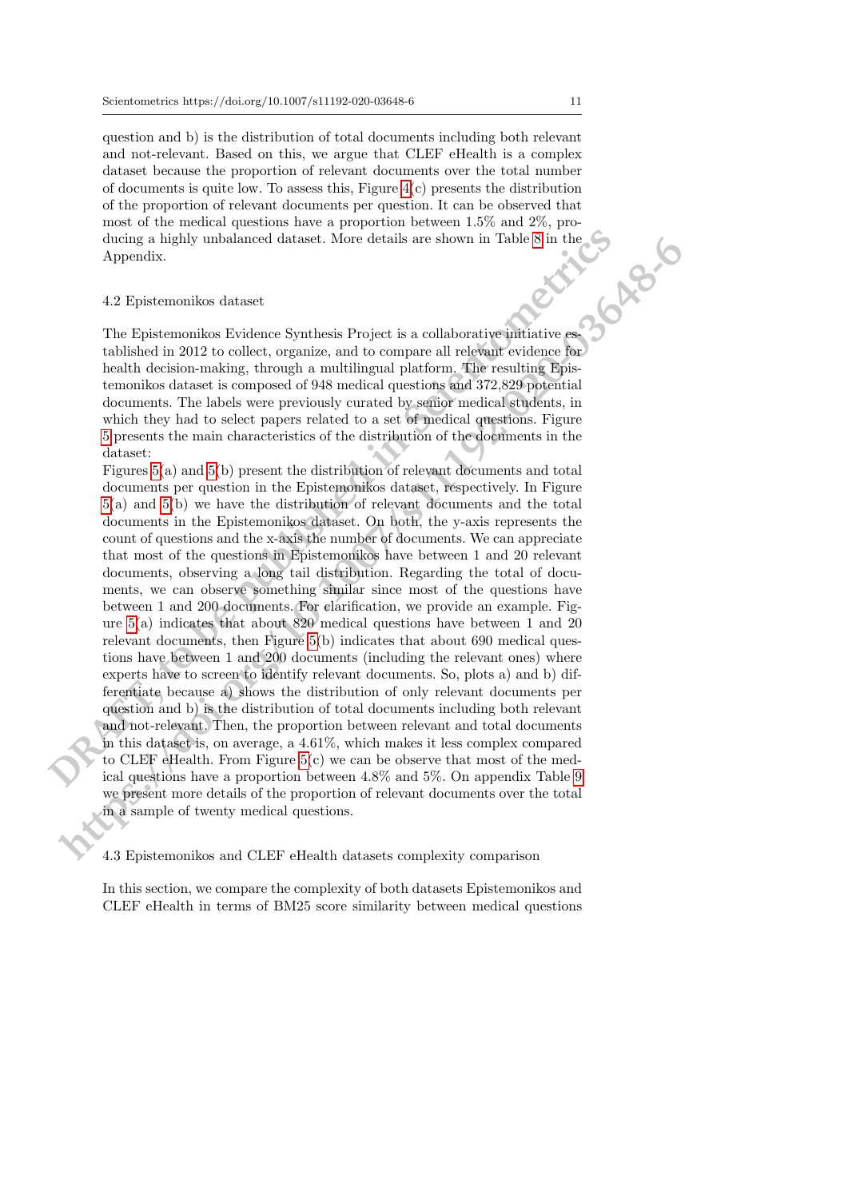question and b) is the distribution of total documents including both relevant and not-relevant. Based on this, we argue that CLEF eHealth is a complex dataset because the proportion of relevant documents over the total number of documents is quite low. To assess this, Figure 4(c) presents the distribution of the proportion of relevant documents per question. It can be observed that most of the medical questions have a proportion between 1.5% and 2%, producing a highly unbalanced dataset. More details are shown in Table 8 in the Appendix.

### 4.2 Epistemonikos dataset

The Epistemonikos Evidence Synthesis Project is a collaborative initiative established in 2012 to collect, organize, and to compare all relevant evidence for health decision-making, through a multilingual platform. The resulting Epistemonikos dataset is composed of 948 medical questions and 372,829 potential documents. The labels were previously curated by senior medical students, in which they had to select papers related to a set of medical questions. Figure 5 presents the main characteristics of the distribution of the documents in the dataset:

Figures 5(a) and 5(b) present the distribution of relevant documents and total documents per question in the Epistemonikos dataset, respectively. In Figure 5(a) and 5(b) we have the distribution of relevant documents and the total documents in the Epistemonikos dataset. On both, the y-axis represents the count of questions and the x-axis the number of documents. We can appreciate that most of the questions in Epistemonikos have between 1 and 20 relevant documents, observing a long tail distribution. Regarding the total of documents, we can observe something similar since most of the questions have between 1 and 200 documents. For clarification, we provide an example. Figure 5(a) indicates that about 820 medical questions have between 1 and 20 relevant documents, then Figure 5(b) indicates that about 690 medical questions have between 1 and 200 documents (including the relevant ones) where experts have to screen to identify relevant documents. So, plots a) and b) differentiate because a) shows the distribution of only relevant documents per question and b) is the distribution of total documents including both relevant and not-relevant. Then, the proportion between relevant and total documents in this dataset is, on average, a 4.61%, which makes it less complex compared to CLEF eHealth. From Figure 5(c) we can be observe that most of the medical questions have a proportion between 4.8% and 5%. On appendix Table 9 we present more details of the proportion of relevant documents over the total in a sample of twenty medical questions.

### 4.3 Epistemonikos and CLEF eHealth datasets complexity comparison

In this section, we compare the complexity of both datasets Epistemonikos and CLEF eHealth in terms of BM25 score similarity between medical questions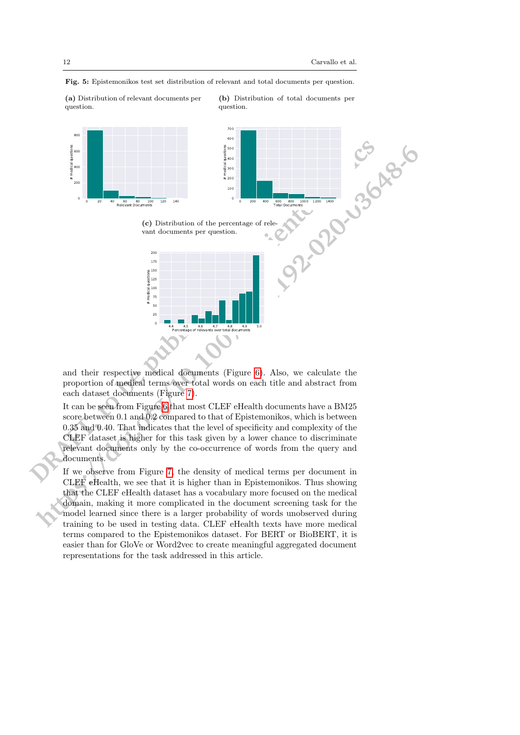**Fig. 5:** Epistemonikos test set distribution of relevant and total documents per question.

**(a)** Distribution of relevant documents per question.

**(b)** Distribution of total documents per question.

**(c)** Distribution of the percentage of relevant documents per question.

and their respective medical documents (Figure 6). Also, we calculate the proportion of medical terms over total words on each title and abstract from each dataset documents (Figure 7).

It can be seen from Figure 6 that most CLEF eHealth documents have a BM25 score between 0.1 and 0.2 compared to that of Epistemonikos, which is between 0.35 and 0.40. That indicates that the level of specificity and complexity of the CLEF dataset is higher for this task given by a lower chance to discriminate relevant documents only by the co-occurrence of words from the query and documents.

If we observe from Figure 7, the density of medical terms per document in CLEF eHealth, we see that it is higher than in Epistemonikos. Thus showing that the CLEF eHealth dataset has a vocabulary more focused on the medical domain, making it more complicated in the document screening task for the model learned since there is a larger probability of words unobserved during training to be used in testing data. CLEF eHealth texts have more medical terms compared to the Epistemonikos dataset. For BERT or BioBERT, it is easier than for GloVe or Word2vec to create meaningful aggregated document representations for the task addressed in this article.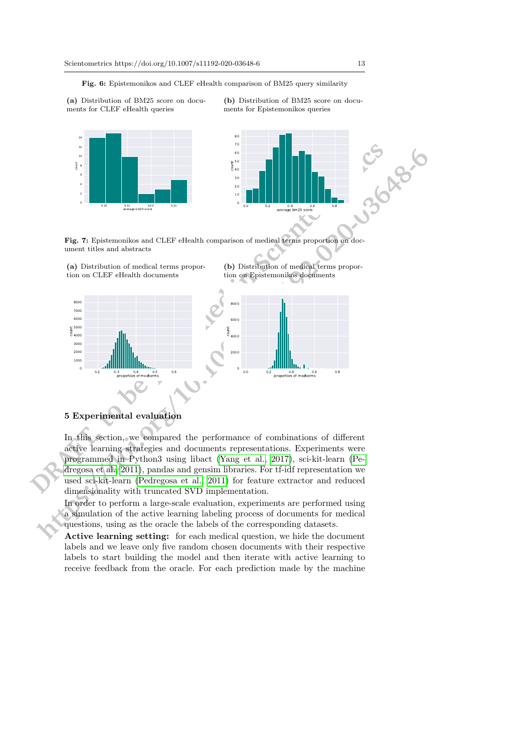**Fig. 6:** Epistemonikos and CLEF eHealth comparison of BM25 query similarity

**(a)** Distribution of BM25 score on documents for CLEF eHealth queries

**(b)** Distribution of BM25 score on documents for Epistemonikos queries

**Fig. 7:** Epistemonikos and CLEF eHealth comparison of medical terms proportion on document titles and abstracts

**(a)** Distribution of medical terms proportion on CLEF eHealth documents

**(b)** Distribution of medical terms proportion on Epistemonikos documents

## 5 Experimental evaluation

In this section, we compared the performance of combinations of different active learning strategies and documents representations. Experiments were programmed in Python3 using libact (Yang et al., 2017), sci-kit-learn (Pedregosa et al., 2011), pandas and gensim libraries. For tf-idf representation we used sci-kit-learn (Pedregosa et al., 2011) for feature extractor and reduced dimensionality with truncated SVD implementation.

In order to perform a large-scale evaluation, experiments are performed using a simulation of the active learning labeling process of documents for medical questions, using as the oracle the labels of the corresponding datasets.

**Active learning setting:** for each medical question, we hide the document labels and we leave only five random chosen documents with their respective labels to start building the model and then iterate with active learning to receive feedback from the oracle. For each prediction made by the machine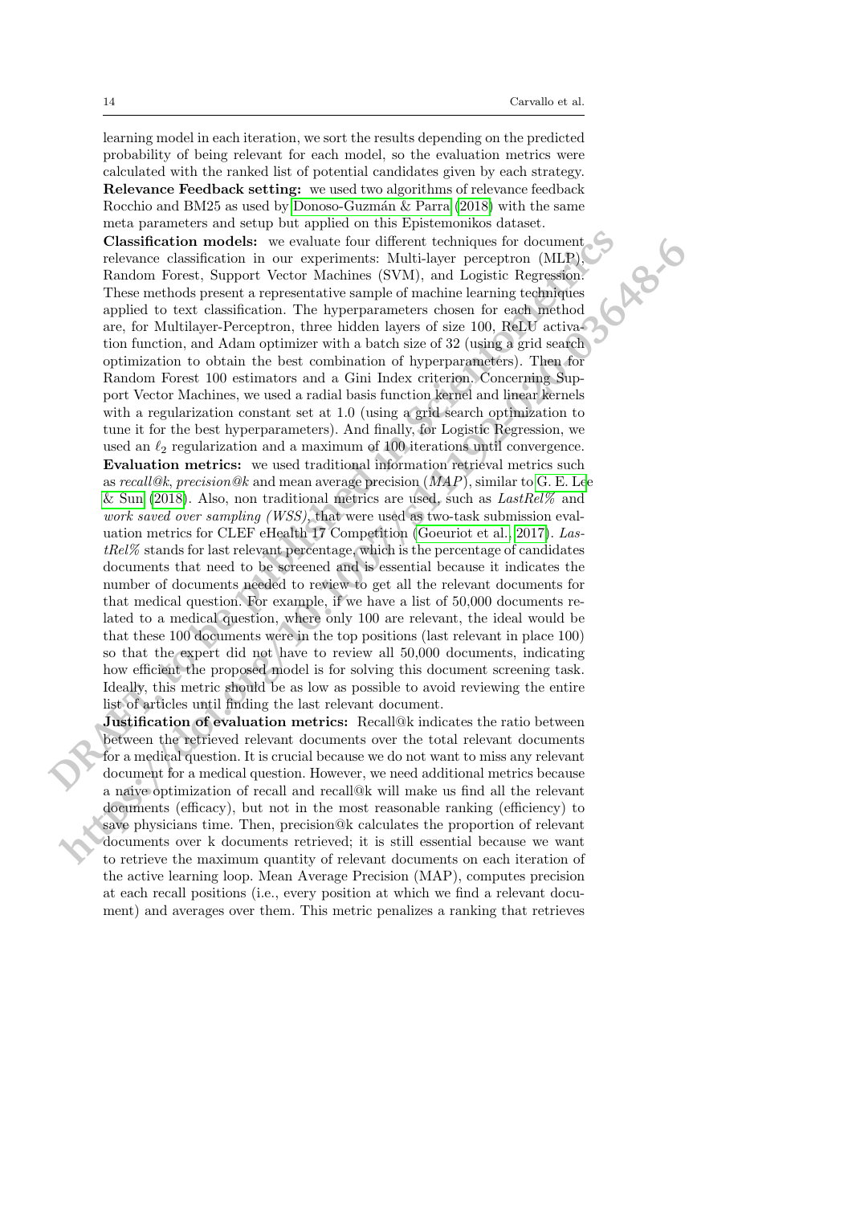learning model in each iteration, we sort the results depending on the predicted probability of being relevant for each model, so the evaluation metrics were calculated with the ranked list of potential candidates given by each strategy.

**Relevance Feedback setting:** we used two algorithms of relevance feedback Rocchio and BM25 as used by Donoso-Guzmán & Parra (2018) with the same meta parameters and setup but applied on this Epistemonikos dataset.

**Classification models:** we evaluate four different techniques for document relevance classification in our experiments: Multi-layer perceptron (MLP), Random Forest, Support Vector Machines (SVM), and Logistic Regression. These methods present a representative sample of machine learning techniques applied to text classification. The hyperparameters chosen for each method are, for Multilayer-Perceptron, three hidden layers of size 100, ReLU activation function, and Adam optimizer with a batch size of 32 (using a grid search optimization to obtain the best combination of hyperparameters). Then for Random Forest 100 estimators and a Gini Index criterion. Concerning Support Vector Machines, we used a radial basis function kernel and linear kernels with a regularization constant set at 1.0 (using a grid search optimization to tune it for the best hyperparameters). And finally, for Logistic Regression, we used an $\ell_2$ regularization and a maximum of 100 iterations until convergence.

**Evaluation metrics:** we used traditional information retrieval metrics such as *recall@k*, *precision@k* and mean average precision (*MAP*), similar to G. E. Lee & Sun (2018). Also, non traditional metrics are used, such as *LastRel%* and *work saved over sampling (WSS)*, that were used as two-task submission evaluation metrics for CLEF eHealth 17 Competition (Goeuriot et al., 2017). *LastRel%* stands for last relevant percentage, which is the percentage of candidates documents that need to be screened and is essential because it indicates the number of documents needed to review to get all the relevant documents for that medical question. For example, if we have a list of 50,000 documents related to a medical question, where only 100 are relevant, the ideal would be that these 100 documents were in the top positions (last relevant in place 100) so that the expert did not have to review all 50,000 documents, indicating how efficient the proposed model is for solving this document screening task. Ideally, this metric should be as low as possible to avoid reviewing the entire list of articles until finding the last relevant document.

**Justification of evaluation metrics:** Recall@k indicates the ratio between between the retrieved relevant documents over the total relevant documents for a medical question. It is crucial because we do not want to miss any relevant document for a medical question. However, we need additional metrics because a naive optimization of recall and recall@k will make us find all the relevant documents (efficacy), but not in the most reasonable ranking (efficiency) to save physicians time. Then, precision@k calculates the proportion of relevant documents over k documents retrieved; it is still essential because we want to retrieve the maximum quantity of relevant documents on each iteration of the active learning loop. Mean Average Precision (MAP), computes precision at each recall positions (i.e., every position at which we find a relevant document) and averages over them. This metric penalizes a ranking that retrieves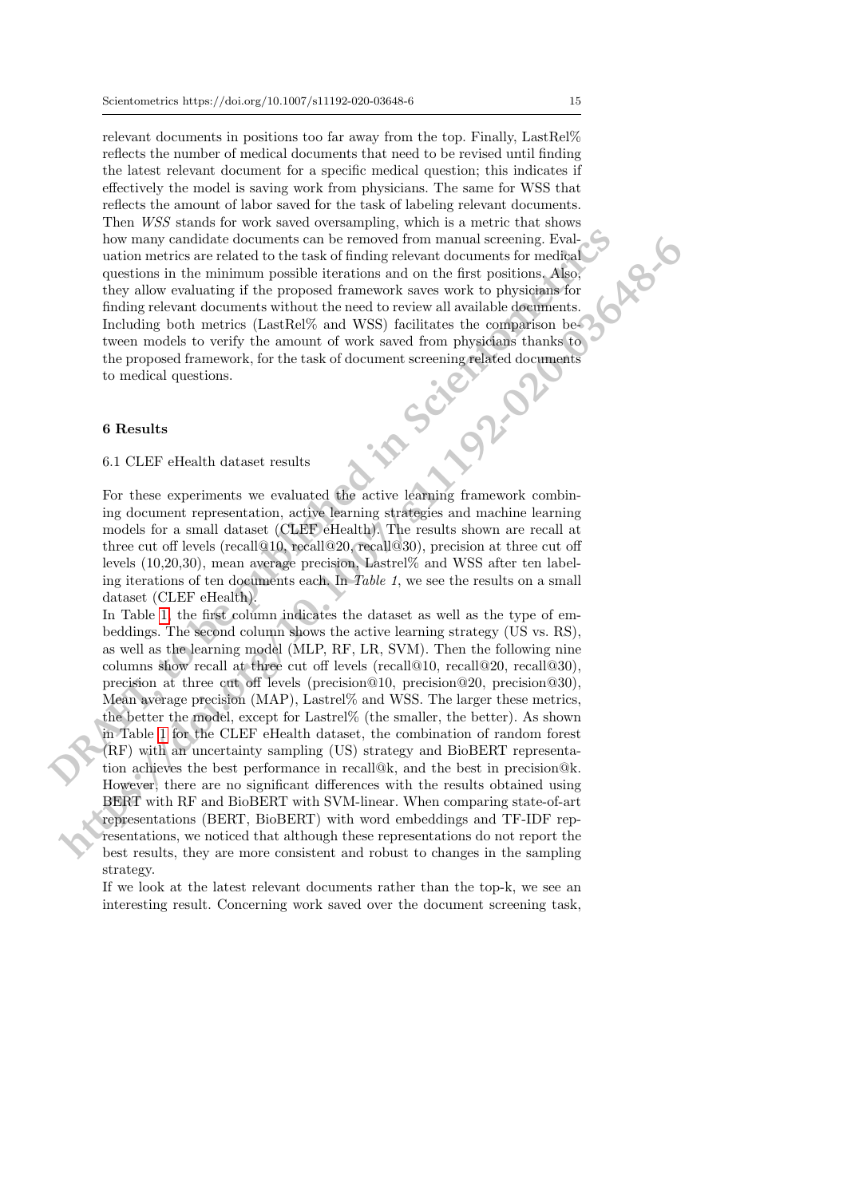relevant documents in positions too far away from the top. Finally, LastRel% reflects the number of medical documents that need to be revised until finding the latest relevant document for a specific medical question; this indicates if effectively the model is saving work from physicians. The same for WSS that reflects the amount of labor saved for the task of labeling relevant documents. Then *WSS* stands for work saved oversampling, which is a metric that shows how many candidate documents can be removed from manual screening. Evaluation metrics are related to the task of finding relevant documents for medical questions in the minimum possible iterations and on the first positions. Also, they allow evaluating if the proposed framework saves work to physicians for finding relevant documents without the need to review all available documents. Including both metrics (LastRel% and WSS) facilitates the comparison between models to verify the amount of work saved from physicians thanks to the proposed framework, for the task of document screening related documents to medical questions.

## 6 Results

### 6.1 CLEF eHealth dataset results

For these experiments we evaluated the active learning framework combining document representation, active learning strategies and machine learning models for a small dataset (CLEF eHealth). The results shown are recall at three cut off levels (recall@10, recall@20, recall@30), precision at three cut off levels (10,20,30), mean average precision, Lastrel% and WSS after ten labeling iterations of ten documents each. In *Table 1*, we see the results on a small dataset (CLEF eHealth).

In Table 1, the first column indicates the dataset as well as the type of embeddings. The second column shows the active learning strategy (US vs. RS), as well as the learning model (MLP, RF, LR, SVM). Then the following nine columns show recall at three cut off levels (recall@10, recall@20, recall@30), precision at three cut off levels (precision@10, precision@20, precision@30), Mean average precision (MAP), Lastrel% and WSS. The larger these metrics, the better the model, except for Lastrel% (the smaller, the better). As shown in Table 1 for the CLEF eHealth dataset, the combination of random forest (RF) with an uncertainty sampling (US) strategy and BioBERT representation achieves the best performance in recall@k, and the best in precision@k. However, there are no significant differences with the results obtained using BERT with RF and BioBERT with SVM-linear. When comparing state-of-art representations (BERT, BioBERT) with word embeddings and TF-IDF representations, we noticed that although these representations do not report the best results, they are more consistent and robust to changes in the sampling strategy.

If we look at the latest relevant documents rather than the top-k, we see an interesting result. Concerning work saved over the document screening task,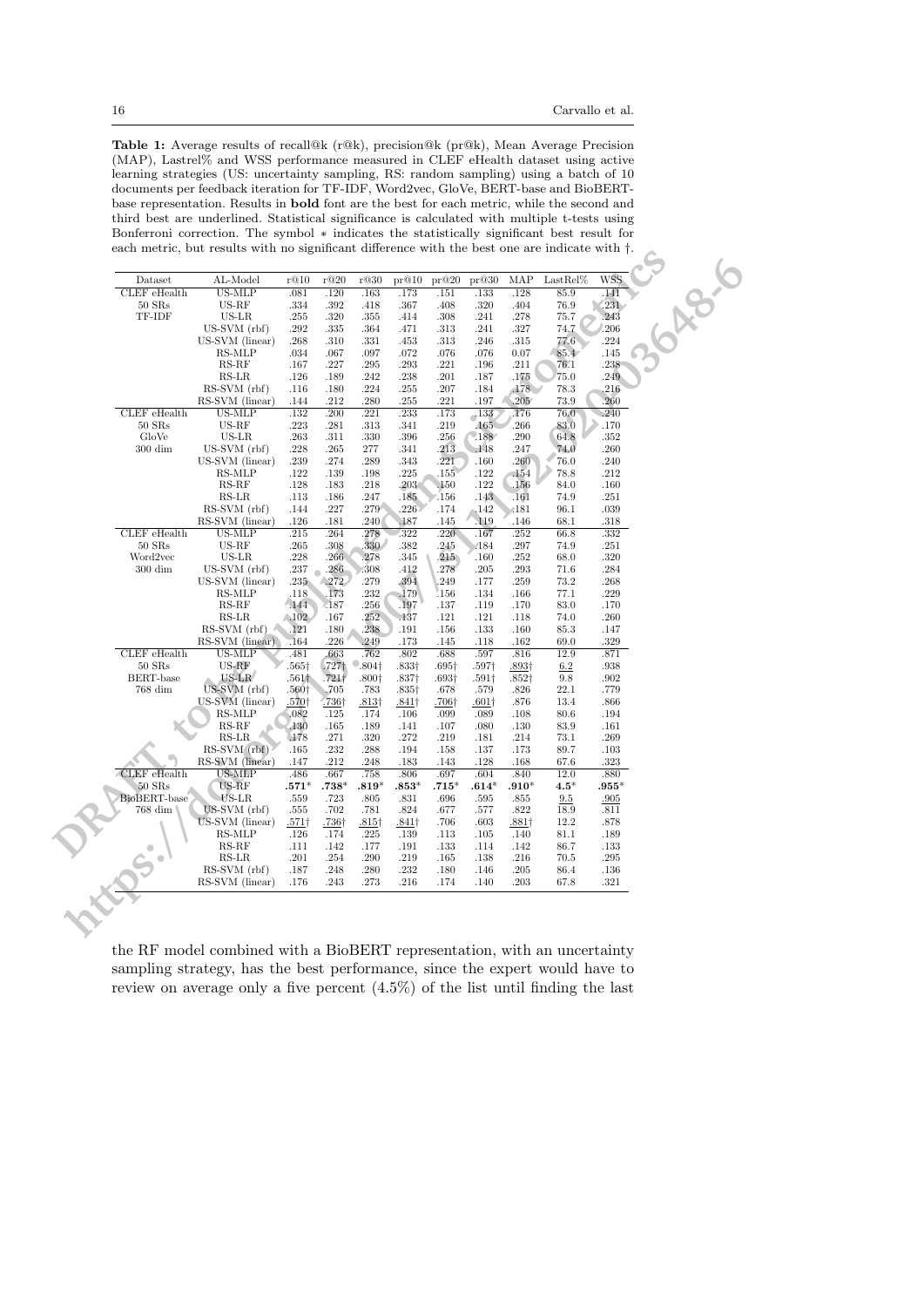**Table 1:** Average results of recall@k (r@k), precision@k (pr@k), Mean Average Precision (MAP), Lastrel% and WSS performance measured in CLEF eHealth dataset using active learning strategies (US: uncertainty sampling, RS: random sampling) using a batch of 10 documents per feedback iteration for TF-IDF, Word2vec, GloVe, BERT-base and BioBERT-base representation. Results in **bold** font are the best for each metric, while the second and third best are underlined. Statistical significance is calculated with multiple t-tests using Bonferroni correction. The symbol ∗ indicates the statistically significant best result for each metric, but results with no significant difference with the best one are indicate with †.

| Dataset | AL-Model | r@10 | r@20 | r@30 | pr@10 | pr@20 | pr@30 | MAP | LastRel% | WSS |
|---|---|---|---|---|---|---|---|---|---|---|
| CLEF eHealth | US-MLP | .081 | .120 | .163 | .173 | .151 | .133 | .128 | 85.9 | .141 |
| 50 SRs | US-RF | .334 | .392 | .418 | .367 | .408 | .320 | .404 | 76.9 | .231 |
| TF-IDF | US-LR | .255 | .320 | .355 | .414 | .308 | .241 | .278 | 75.7 | .243 |
| | US-SVM (rbf) | .292 | .335 | .364 | .471 | .313 | .241 | .327 | 74.7 | .206 |
| | US-SVM (linear) | .268 | .310 | .331 | .453 | .313 | .246 | .315 | 77.6 | .224 |
| | RS-MLP | .034 | .067 | .097 | .072 | .076 | .076 | 0.07 | 85.4 | .145 |
| | RS-RF | .167 | .227 | .295 | .293 | .221 | .196 | .211 | 76.1 | .238 |
| | RS-LR | .126 | .189 | .242 | .238 | .201 | .187 | .175 | 75.0 | .249 |
| | RS-SVM (rbf) | .116 | .180 | .224 | .255 | .207 | .184 | .178 | 78.3 | .216 |
| | RS-SVM (linear) | .144 | .212 | .280 | .255 | .221 | .197 | .205 | 73.9 | .260 |
| CLEF eHealth | US-MLP | .132 | .200 | .221 | .233 | .173 | .133 | .176 | 76.0 | .240 |
| 50 SRs | US-RF | .223 | .281 | .313 | .341 | .219 | .165 | .266 | 83.0 | .170 |
| GloVe | US-LR | .263 | .311 | .330 | .396 | .256 | .188 | .290 | 64.8 | .352 |
| 300 dim | US-SVM (rbf) | .228 | .265 | 277 | .341 | .213 | .148 | .247 | 74.0 | .260 |
| | US-SVM (linear) | .239 | .274 | .289 | .343 | .221 | .160 | .260 | 76.0 | .240 |
| | RS-MLP | .122 | .139 | .198 | .225 | .155 | .122 | .154 | 78.8 | .212 |
| | RS-RF | .128 | .183 | .218 | .203 | .150 | .122 | .156 | 84.0 | .160 |
| | RS-LR | .113 | .186 | .247 | .185 | .156 | .143 | .161 | 74.9 | .251 |
| | RS-SVM (rbf) | .144 | .227 | .279 | .226 | .174 | .142 | .181 | 96.1 | .039 |
| | RS-SVM (linear) | .126 | .181 | .240 | .187 | .145 | .119 | .146 | 68.1 | .318 |
| CLEF eHealth | US-MLP | .215 | .264 | .278 | .322 | .220 | .167 | .252 | 66.8 | .332 |
| 50 SRs | US-RF | .265 | .308 | .330 | .382 | .245 | .184 | .297 | 74.9 | .251 |
| Word2vec | US-LR | .228 | .266 | .278 | .345 | .215 | .160 | .252 | 68.0 | .320 |
| 300 dim | US-SVM (rbf) | .237 | .286 | .308 | .412 | .278 | .205 | .293 | 71.6 | .284 |
| | US-SVM (linear) | .235 | .272 | .279 | .394 | .249 | .177 | .259 | 73.2 | .268 |
| | RS-MLP | .118 | .173 | .232 | .179 | .156 | .134 | .166 | 77.1 | .229 |
| | RS-RF | .144 | .187 | .256 | .197 | .137 | .119 | .170 | 83.0 | .170 |
| | RS-LR | .102 | .167 | .252 | .137 | .121 | .121 | .118 | 74.0 | .260 |
| | RS-SVM (rbf) | .121 | .180 | .238 | .191 | .156 | .133 | .160 | 85.3 | .147 |
| | RS-SVM (linear) | .164 | .226 | .249 | .173 | .145 | .118 | .162 | 69.0 | .329 |
| CLEF eHealth | US-MLP | .481 | .663 | .762 | .802 | .688 | .597 | .816 | 12.9 | .871 |
| 50 SRs | US-RF | .565† | .727† | .804† | .833† | .695† | .597† | <u>.893†</u> | <u>6.2</u> | .938 |
| BERT-base | US-LR | .561† | .721† | .800† | .837† | .693† | .591† | .852† | 9.8 | .902 |
| 768 dim | US-SVM (rbf) | .560† | .705 | .783 | .835† | .678 | .579 | .826 | 22.1 | .779 |
| | US-SVM (linear) | <u>.570†</u> | <u>.736†</u> | <u>.813†</u> | <u>.841†</u> | <u>.706†</u> | <u>.601†</u> | .876 | 13.4 | .866 |
| | RS-MLP | .082 | .125 | .174 | .106 | .099 | .089 | .108 | 80.6 | .194 |
| | RS-RF | .130 | .165 | .189 | .141 | .107 | .080 | .130 | 83.9 | .161 |
| | RS-LR | .178 | .271 | .320 | .272 | .219 | .181 | .214 | 73.1 | .269 |
| | RS-SVM (rbf) | .165 | .232 | .288 | .194 | .158 | .137 | .173 | 89.7 | .103 |
| | RS-SVM (linear) | .147 | .212 | .248 | .183 | .143 | .128 | .168 | 67.6 | .323 |
| CLEF eHealth | US-MLP | .486 | .667 | .758 | .806 | .697 | .604 | .840 | 12.0 | .880 |
| 50 SRs | US-RF | **.571***| **.738***| **.819***| **.853***| **.715***| **.614***| **.910***| **4.5***| **.955*** |
| BioBERT-base | US-LR | .559 | .723 | .805 | .831 | .696 | .595 | .855 | <u>9.5</u> | <u>.905</u> |
| 768 dim | US-SVM (rbf) | .555 | .702 | .781 | .824 | .677 | .577 | .822 | 18.9 | .811 |
| | US-SVM (linear) | <u>.571†</u> | <u>.736†</u> | <u>.815†</u> | <u>.841†</u> | .706 | .603 | <u>.881†</u> | 12.2 | .878 |
| | RS-MLP | .126 | .174 | .225 | .139 | .113 | .105 | .140 | 81.1 | .189 |
| | RS-RF | .111 | .142 | .177 | .191 | .133 | .114 | .142 | 86.7 | .133 |
| | RS-LR | .201 | .254 | .290 | .219 | .165 | .138 | .216 | 70.5 | .295 |
| | RS-SVM (rbf) | .187 | .248 | .280 | .232 | .180 | .146 | .205 | 86.4 | .136 |
| | RS-SVM (linear) | .176 | .243 | .273 | .216 | .174 | .140 | .203 | 67.8 | .321 |

the RF model combined with a BioBERT representation, with an uncertainty sampling strategy, has the best performance, since the expert would have to review on average only a five percent (4.5%) of the list until finding the last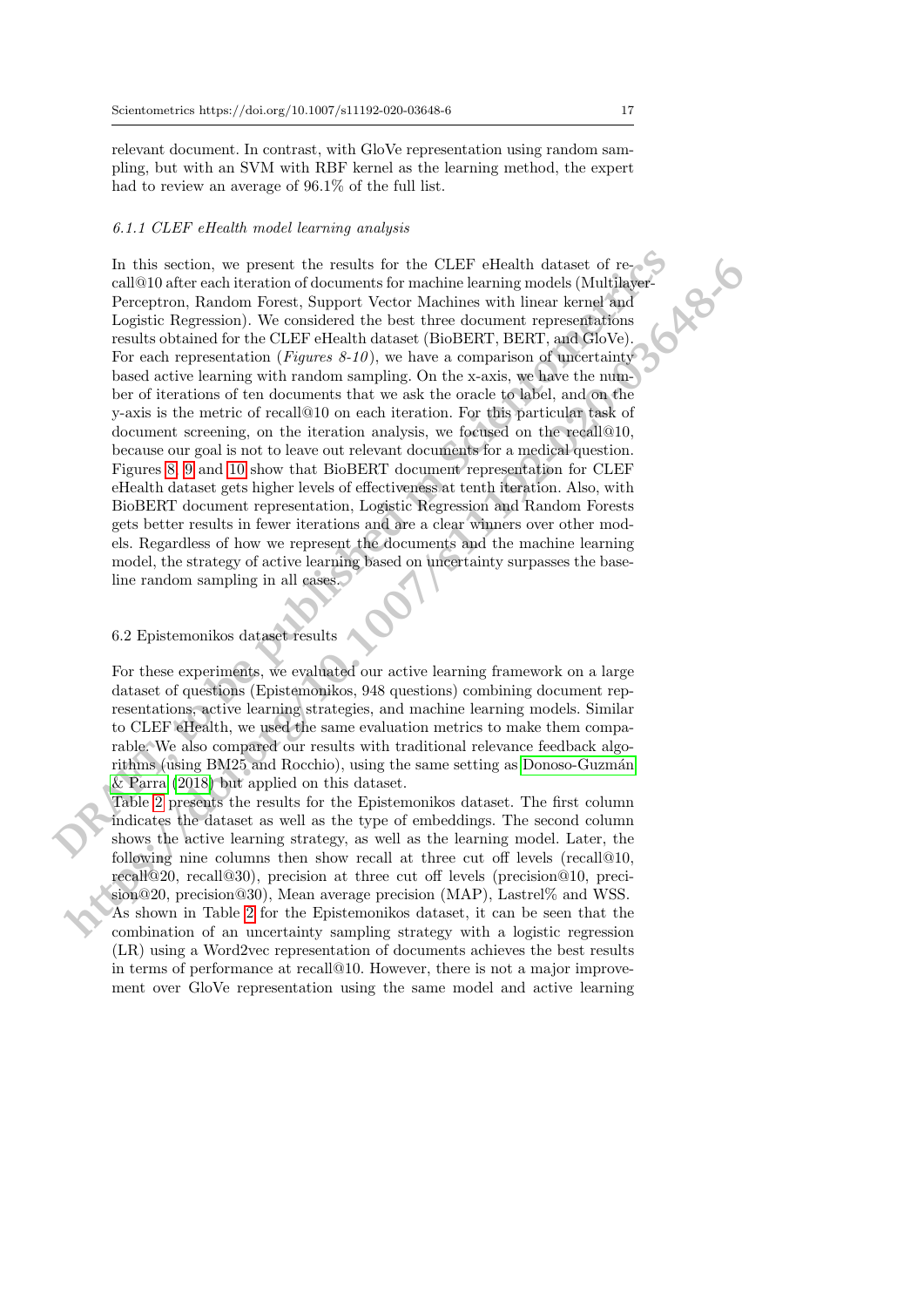relevant document. In contrast, with GloVe representation using random sampling, but with an SVM with RBF kernel as the learning method, the expert had to review an average of 96.1% of the full list.

#### 6.1.1 CLEF eHealth model learning analysis

In this section, we present the results for the CLEF eHealth dataset of recall@10 after each iteration of documents for machine learning models (Multilayer-Perceptron, Random Forest, Support Vector Machines with linear kernel and Logistic Regression). We considered the best three document representations results obtained for the CLEF eHealth dataset (BioBERT, BERT, and GloVe). For each representation (*Figures 8-10*), we have a comparison of uncertainty based active learning with random sampling. On the x-axis, we have the number of iterations of ten documents that we ask the oracle to label, and on the y-axis is the metric of recall@10 on each iteration. For this particular task of document screening, on the iteration analysis, we focused on the recall@10, because our goal is not to leave out relevant documents for a medical question. Figures 8, 9 and 10 show that BioBERT document representation for CLEF eHealth dataset gets higher levels of effectiveness at tenth iteration. Also, with BioBERT document representation, Logistic Regression and Random Forests gets better results in fewer iterations and are a clear winners over other models. Regardless of how we represent the documents and the machine learning model, the strategy of active learning based on uncertainty surpasses the baseline random sampling in all cases.

### 6.2 Epistemonikos dataset results

For these experiments, we evaluated our active learning framework on a large dataset of questions (Epistemonikos, 948 questions) combining document representations, active learning strategies, and machine learning models. Similar to CLEF eHealth, we used the same evaluation metrics to make them comparable. We also compared our results with traditional relevance feedback algorithms (using BM25 and Rocchio), using the same setting as Donoso-Guzmán & Parra (2018) but applied on this dataset.

Table 2 presents the results for the Epistemonikos dataset. The first column indicates the dataset as well as the type of embeddings. The second column shows the active learning strategy, as well as the learning model. Later, the following nine columns then show recall at three cut off levels (recall@10, recall@20, recall@30), precision at three cut off levels (precision@10, precision@20, precision@30), Mean average precision (MAP), Lastrel% and WSS.

As shown in Table 2 for the Epistemonikos dataset, it can be seen that the combination of an uncertainty sampling strategy with a logistic regression (LR) using a Word2vec representation of documents achieves the best results in terms of performance at recall@10. However, there is not a major improvement over GloVe representation using the same model and active learning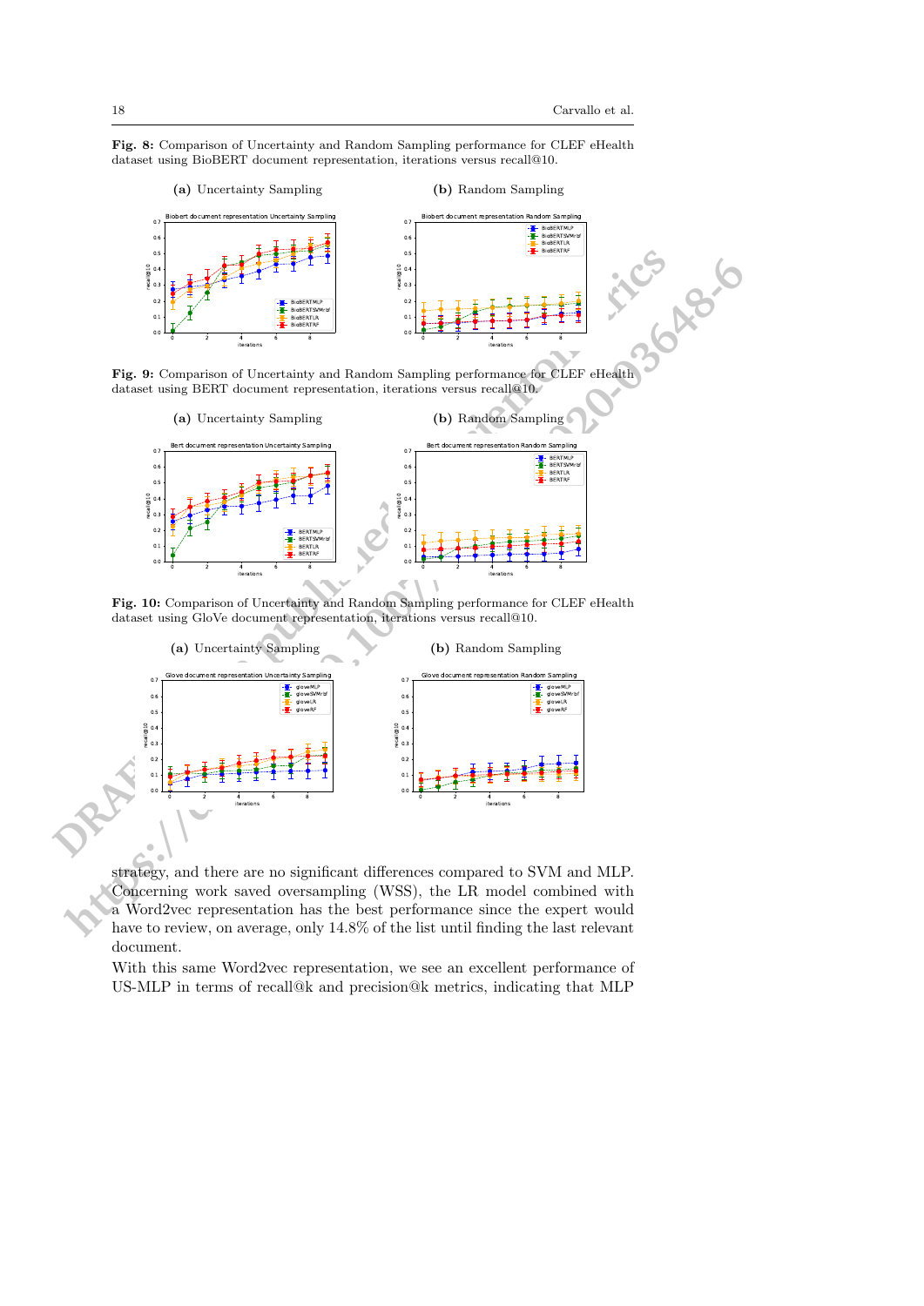**Fig. 8:** Comparison of Uncertainty and Random Sampling performance for CLEF eHealth dataset using BioBERT document representation, iterations versus recall@10.

(a) Uncertainty Sampling

(b) Random Sampling

**Fig. 9:** Comparison of Uncertainty and Random Sampling performance for CLEF eHealth dataset using BERT document representation, iterations versus recall@10.

(a) Uncertainty Sampling

(b) Random Sampling

**Fig. 10:** Comparison of Uncertainty and Random Sampling performance for CLEF eHealth dataset using GloVe document representation, iterations versus recall@10.

(a) Uncertainty Sampling

(b) Random Sampling

strategy, and there are no significant differences compared to SVM and MLP. Concerning work saved oversampling (WSS), the LR model combined with a Word2vec representation has the best performance since the expert would have to review, on average, only 14.8% of the list until finding the last relevant document.

With this same Word2vec representation, we see an excellent performance of US-MLP in terms of recall@k and precision@k metrics, indicating that MLP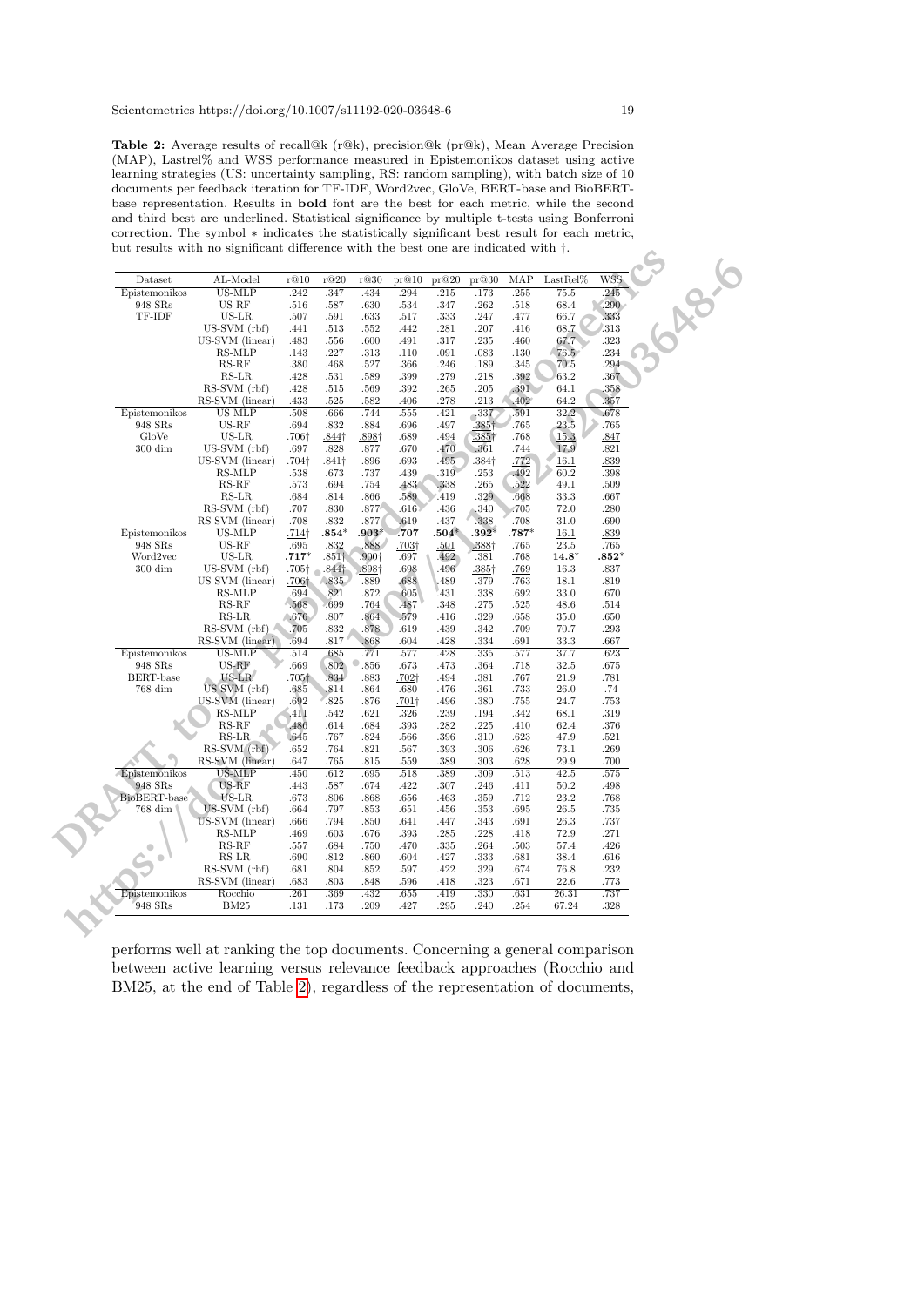**Table 2:** Average results of recall@k (r@k), precision@k (pr@k), Mean Average Precision (MAP), Lastrel% and WSS performance measured in Epistemonikos dataset using active learning strategies (US: uncertainty sampling, RS: random sampling), with batch size of 10 documents per feedback iteration for TF-IDF, Word2vec, GloVe, BERT-base and BioBERT-base representation. Results in **bold** font are the best for each metric, while the second and third best are underlined. Statistical significance by multiple t-tests using Bonferroni correction. The symbol ∗ indicates the statistically significant best result for each metric, but results with no significant difference with the best one are indicated with †.

| Dataset | AL-Model | r@10 | r@20 | r@30 | pr@10 | pr@20 | pr@30 | MAP | LastRel% | WSS |
|---|---|---|---|---|---|---|---|---|---|---|
| Epistemonikos | US-MLP | .242 | .347 | .434 | .294 | .215 | .173 | .255 | 75.5 | .245 |
| 948 SRs | US-RF | .516 | .587 | .630 | .534 | .347 | .262 | .518 | 68.4 | .290 |
| TF-IDF | US-LR | .507 | .591 | .633 | .517 | .333 | .247 | .477 | 66.7 | .333 |
| | US-SVM (rbf) | .441 | .513 | .552 | .442 | .281 | .207 | .416 | 68.7 | .313 |
| | US-SVM (linear) | .483 | .556 | .600 | .491 | .317 | .235 | .460 | 67.7 | .323 |
| | RS-MLP | .143 | .227 | .313 | .110 | .091 | .083 | .130 | 76.5 | .234 |
| | RS-RF | .380 | .468 | .527 | .366 | .246 | .189 | .345 | 70.5 | .294 |
| | RS-LR | .428 | .531 | .589 | .399 | .279 | .218 | .392 | 63.2 | .367 |
| | RS-SVM (rbf) | .428 | .515 | .569 | .392 | .265 | .205 | .391 | 64.1 | .358 |
| | RS-SVM (linear) | .433 | .525 | .582 | .406 | .278 | .213 | .402 | 64.2 | .357 |
| Epistemonikos | US-MLP | .508 | .666 | .744 | .555 | .421 | .337 | .591 | 32.2 | .678 |
| 948 SRs | US-RF | .694 | .832 | .884 | .696 | .497 | <u>.385†</u> | .765 | 23.5 | .765 |
| GloVe | US-LR | .706† | <u>.844†</u> | <u>.898†</u> | .689 | .494 | <u>.385†</u> | .768 | <u>15.3</u> | <u>.847</u> |
| 300 dim | US-SVM (rbf) | .697 | .828 | .877 | .670 | .470 | .361 | .744 | 17.9 | .821 |
| | US-SVM (linear) | .704† | .841† | .896 | .693 | .495 | .384† | <u>.772</u> | <u>16.1</u> | <u>.839</u> |
| | RS-MLP | .538 | .673 | .737 | .439 | .319 | .253 | .492 | 60.2 | .398 |
| | RS-RF | .573 | .694 | .754 | .483 | .338 | .265 | .522 | 49.1 | .509 |
| | RS-LR | .684 | .814 | .866 | .589 | .419 | .329 | .668 | 33.3 | .667 |
| | RS-SVM (rbf) | .707 | .830 | .877 | .616 | .436 | .340 | .705 | 72.0 | .280 |
| | RS-SVM (linear) | .708 | .832 | .877 | .619 | .437 | .338 | .708 | 31.0 | .690 |
| Epistemonikos | US-MLP | <u>.714†</u> | **.854*** | **.903*** | **.707** | **.504*** | **.392*** | **.787*** | <u>16.1</u> | <u>.839</u> |
| 948 SRs | US-RF | .695 | .832 | .888 | <u>.703†</u> | <u>.501</u> | <u>.388†</u> | .765 | 23.5 | .765 |
| Word2vec | US-LR | **.717*** | <u>.851†</u> | <u>.900†</u> | .697 | .492 | .381 | .768 | **14.8*** | **.852*** |
| 300 dim | US-SVM (rbf) | .705† | <u>.844†</u> | <u>.898†</u> | .698 | .496 | <u>.385†</u> | <u>.769</u> | 16.3 | .837 |
| | US-SVM (linear) | <u>.706†</u> | .835 | .889 | .688 | .489 | .379 | .763 | 18.1 | .819 |
| | RS-MLP | .694 | .821 | .872 | .605 | .431 | .338 | .692 | 33.0 | .670 |
| | RS-RF | .568 | .699 | .764 | .487 | .348 | .275 | .525 | 48.6 | .514 |
| | RS-LR | .676 | .807 | .864 | .579 | .416 | .329 | .658 | 35.0 | .650 |
| | RS-SVM (rbf) | .705 | .832 | .878 | .619 | .439 | .342 | .709 | 70.7 | .293 |
| | RS-SVM (linear) | .694 | .817 | .868 | .604 | .428 | .334 | .691 | 33.3 | .667 |
| Epistemonikos | US-MLP | .514 | .685 | .771 | .577 | .428 | .335 | .577 | 37.7 | .623 |
| 948 SRs | US-RF | .669 | .802 | .856 | .673 | .473 | .364 | .718 | 32.5 | .675 |
| BERT-base | US-LR | .705† | .834 | .883 | <u>.702†</u> | .494 | .381 | .767 | 21.9 | .781 |
| 768 dim | US-SVM (rbf) | .685 | .814 | .864 | .680 | .476 | .361 | .733 | 26.0 | .74 |
| | US-SVM (linear) | .692 | .825 | .876 | <u>.701†</u> | .496 | .380 | .755 | 24.7 | .753 |
| | RS-MLP | .411 | .542 | .621 | .326 | .239 | .194 | .342 | 68.1 | .319 |
| | RS-RF | .486 | .614 | .684 | .393 | .282 | .225 | .410 | 62.4 | .376 |
| | RS-LR | .645 | .767 | .824 | .566 | .396 | .310 | .623 | 47.9 | .521 |
| | RS-SVM (rbf) | .652 | .764 | .821 | .567 | .393 | .306 | .626 | 73.1 | .269 |
| | RS-SVM (linear) | .647 | .765 | .815 | .559 | .389 | .303 | .628 | 29.9 | .700 |
| Epistemonikos | US-MLP | .450 | .612 | .695 | .518 | .389 | .309 | .513 | 42.5 | .575 |
| 948 SRs | US-RF | .443 | .587 | .674 | .422 | .307 | .246 | .411 | 50.2 | .498 |
| BioBERT-base | US-LR | .673 | .806 | .868 | .656 | .463 | .359 | .712 | 23.2 | .768 |
| 768 dim | US-SVM (rbf) | .664 | .797 | .853 | .651 | .456 | .353 | .695 | 26.5 | .735 |
| | US-SVM (linear) | .666 | .794 | .850 | .641 | .447 | .343 | .691 | 26.3 | .737 |
| | RS-MLP | .469 | .603 | .676 | .393 | .285 | .228 | .418 | 72.9 | .271 |
| | RS-RF | .557 | .684 | .750 | .470 | .335 | .264 | .503 | 57.4 | .426 |
| | RS-LR | .690 | .812 | .860 | .604 | .427 | .333 | .681 | 38.4 | .616 |
| | RS-SVM (rbf) | .681 | .804 | .852 | .597 | .422 | .329 | .674 | 76.8 | .232 |
| | RS-SVM (linear) | .683 | .803 | .848 | .596 | .418 | .323 | .671 | 22.6 | .773 |
| Epistemonikos | Rocchio | .261 | .369 | .432 | .655 | .419 | .330 | .631 | 26.31 | .737 |
| 948 SRs | BM25 | .131 | .173 | .209 | .427 | .295 | .240 | .254 | 67.24 | .328 |

performs well at ranking the top documents. Concerning a general comparison between active learning versus relevance feedback approaches (Rocchio and BM25, at the end of Table 2), regardless of the representation of documents,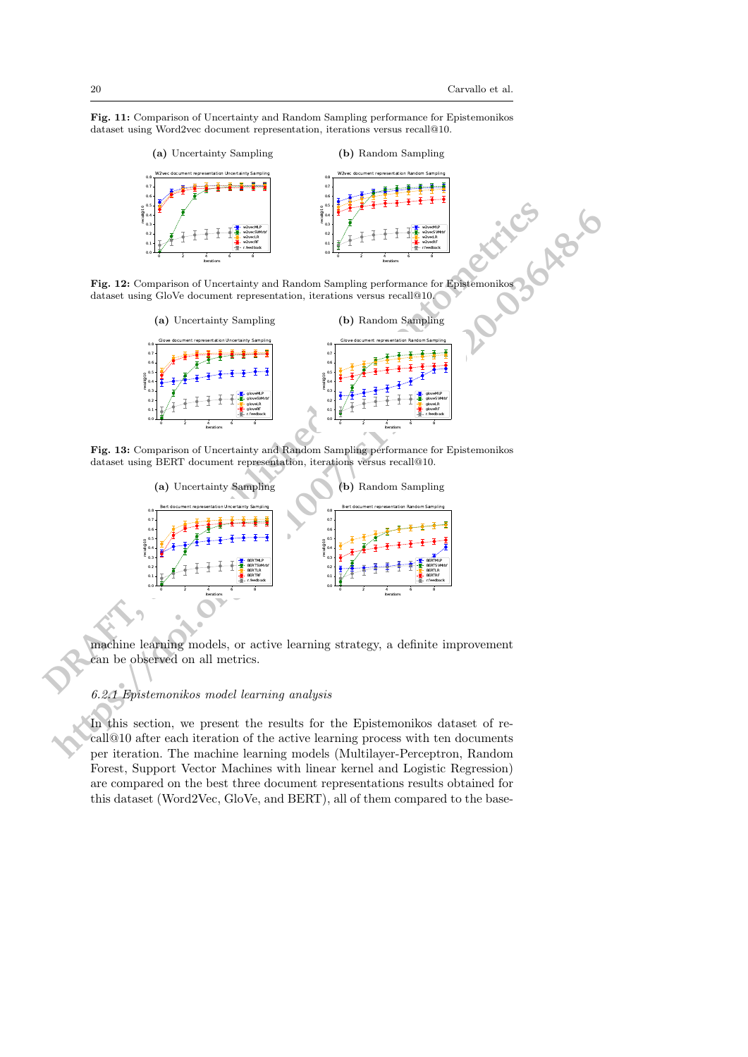**Fig. 11:** Comparison of Uncertainty and Random Sampling performance for Epistemonikos dataset using Word2vec document representation, iterations versus recall@10.

**(a)** Uncertainty Sampling **(b)** Random Sampling

**Fig. 12:** Comparison of Uncertainty and Random Sampling performance for Epistemonikos dataset using GloVe document representation, iterations versus recall@10.

**(a)** Uncertainty Sampling **(b)** Random Sampling

**Fig. 13:** Comparison of Uncertainty and Random Sampling performance for Epistemonikos dataset using BERT document representation, iterations versus recall@10.

**(a)** Uncertainty Sampling **(b)** Random Sampling

machine learning models, or active learning strategy, a definite improvement can be observed on all metrics.

### *6.2.1 Epistemonikos model learning analysis*

In this section, we present the results for the Epistemonikos dataset of recall@10 after each iteration of the active learning process with ten documents per iteration. The machine learning models (Multilayer-Perceptron, Random Forest, Support Vector Machines with linear kernel and Logistic Regression) are compared on the best three document representations results obtained for this dataset (Word2Vec, GloVe, and BERT), all of them compared to the base-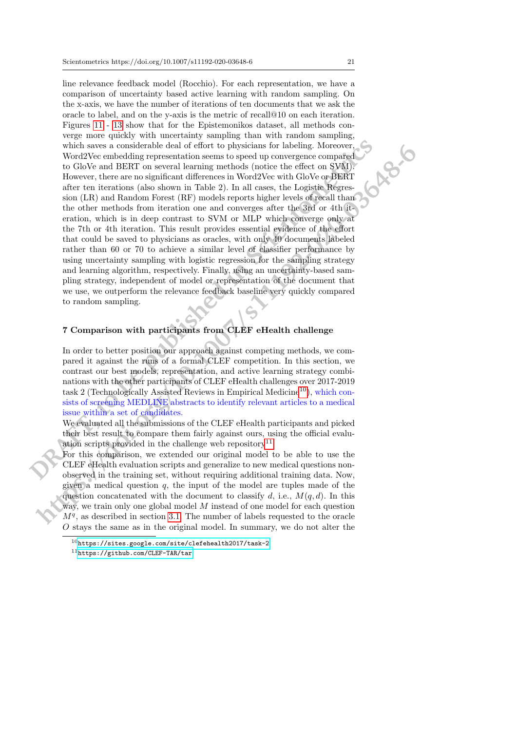line relevance feedback model (Rocchio). For each representation, we have a comparison of uncertainty based active learning with random sampling. On the x-axis, we have the number of iterations of ten documents that we ask the oracle to label, and on the y-axis is the metric of recall@10 on each iteration. Figures 11 - 13 show that for the Epistemonikos dataset, all methods converge more quickly with uncertainty sampling than with random sampling, which saves a considerable deal of effort to physicians for labeling. Moreover, Word2Vec embedding representation seems to speed up convergence compared to GloVe and BERT on several learning methods (notice the effect on SVM). However, there are no significant differences in Word2Vec with GloVe or BERT after ten iterations (also shown in Table 2). In all cases, the Logistic Regression (LR) and Random Forest (RF) models reports higher levels of recall than the other methods from iteration one and converges after the 3rd or 4th iteration, which is in deep contrast to SVM or MLP which converge only at the 7th or 4th iteration. This result provides essential evidence of the effort that could be saved to physicians as oracles, with only 40 documents labeled rather than 60 or 70 to achieve a similar level of classifier performance by using uncertainty sampling with logistic regression for the sampling strategy and learning algorithm, respectively. Finally, using an uncertainty-based sampling strategy, independent of model or representation of the document that we use, we outperform the relevance feedback baseline very quickly compared to random sampling.

## 7 Comparison with participants from CLEF eHealth challenge

In order to better position our approach against competing methods, we compared it against the runs of a formal CLEF competition. In this section, we contrast our best models, representation, and active learning strategy combinations with the other participants of CLEF eHealth challenges over 2017-2019 task 2 (Technologically Assisted Reviews in Empirical Medicine[10]), which consists of screening MEDLINE abstracts to identify relevant articles to a medical issue within a set of candidates.

We evaluated all the submissions of the CLEF eHealth participants and picked their best result to compare them fairly against ours, using the official evaluation scripts provided in the challenge web repository[11].

For this comparison, we extended our original model to be able to use the CLEF eHealth evaluation scripts and generalize to new medical questions non-observed in the training set, without requiring additional training data. Now, given a medical question $q$, the input of the model are tuples made of the question concatenated with the document to classify $d$, i.e., $M(q, d)$. In this way, we train only one global model $M$ instead of one model for each question $M^q$, as described in section 3.1. The number of labels requested to the oracle $O$ stays the same as in the original model. In summary, we do not alter the

[10] https://sites.google.com/site/clefehealth2017/task-2

[11] https://github.com/CLEF-TAR/tar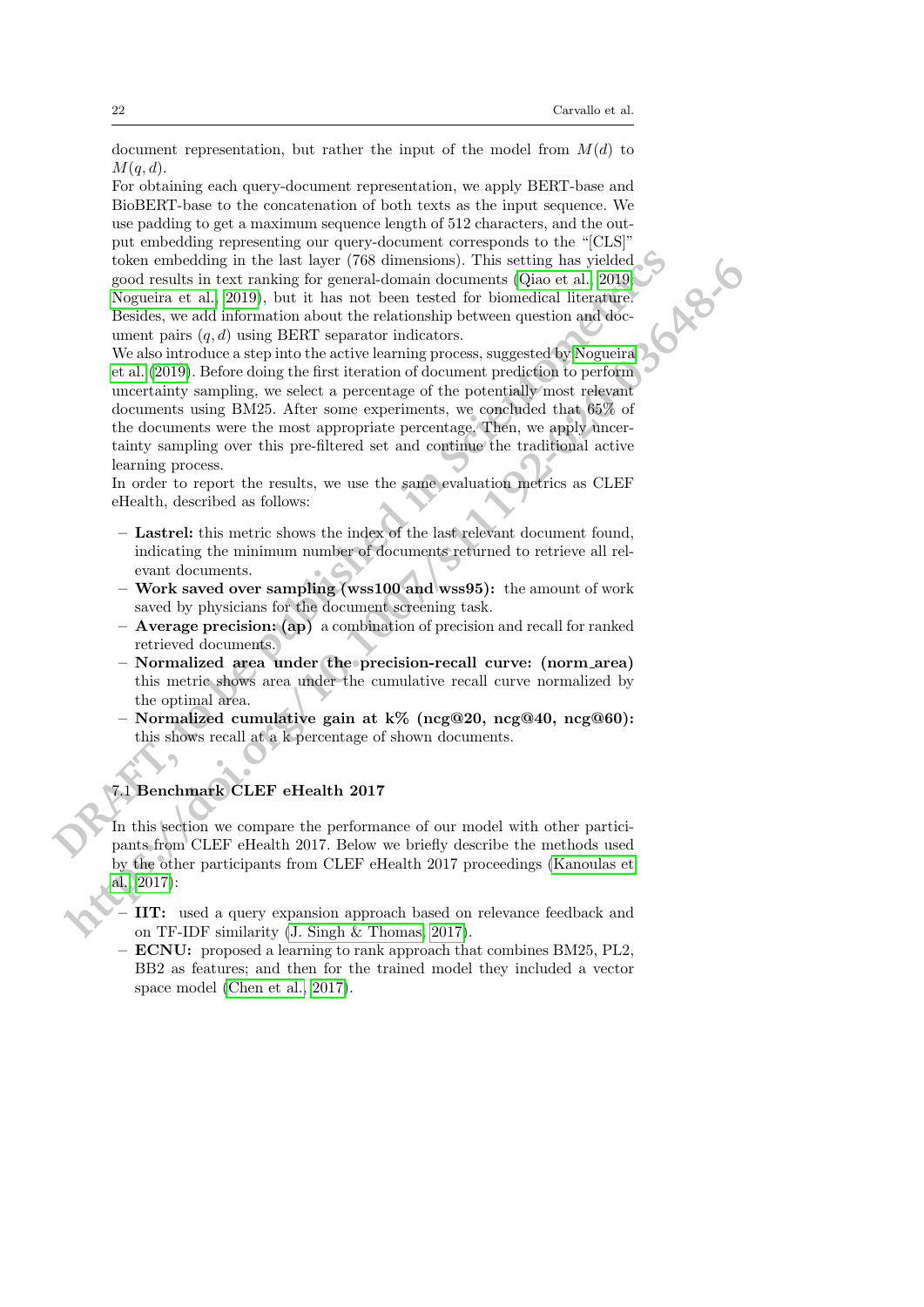document representation, but rather the input of the model from $M(d)$ to $M(q, d)$.

For obtaining each query-document representation, we apply BERT-base and BioBERT-base to the concatenation of both texts as the input sequence. We use padding to get a maximum sequence length of 512 characters, and the output embedding representing our query-document corresponds to the "[CLS]" token embedding in the last layer (768 dimensions). This setting has yielded good results in text ranking for general-domain documents (Qiao et al., 2019; Nogueira et al., 2019), but it has not been tested for biomedical literature. Besides, we add information about the relationship between question and document pairs $(q, d)$ using BERT separator indicators.

We also introduce a step into the active learning process, suggested by Nogueira et al. (2019). Before doing the first iteration of document prediction to perform uncertainty sampling, we select a percentage of the potentially most relevant documents using BM25. After some experiments, we concluded that 65% of the documents were the most appropriate percentage. Then, we apply uncertainty sampling over this pre-filtered set and continue the traditional active learning process.

In order to report the results, we use the same evaluation metrics as CLEF eHealth, described as follows:

- **Lastrel:** this metric shows the index of the last relevant document found, indicating the minimum number of documents returned to retrieve all relevant documents.
- **Work saved over sampling (wss100 and wss95):** the amount of work saved by physicians for the document screening task.
- **Average precision: (ap)** a combination of precision and recall for ranked retrieved documents.
- **Normalized area under the precision-recall curve: (norm_area)** this metric shows area under the cumulative recall curve normalized by the optimal area.
- **Normalized cumulative gain at k% (ncg@20, ncg@40, ncg@60):** this shows recall at a k percentage of shown documents.

### 7.1 Benchmark CLEF eHealth 2017

In this section we compare the performance of our model with other participants from CLEF eHealth 2017. Below we briefly describe the methods used by the other participants from CLEF eHealth 2017 proceedings (Kanoulas et al., 2017):

- **IIT:** used a query expansion approach based on relevance feedback and on TF-IDF similarity (J. Singh & Thomas, 2017).
- **ECNU:** proposed a learning to rank approach that combines BM25, PL2, BB2 as features; and then for the trained model they included a vector space model (Chen et al., 2017).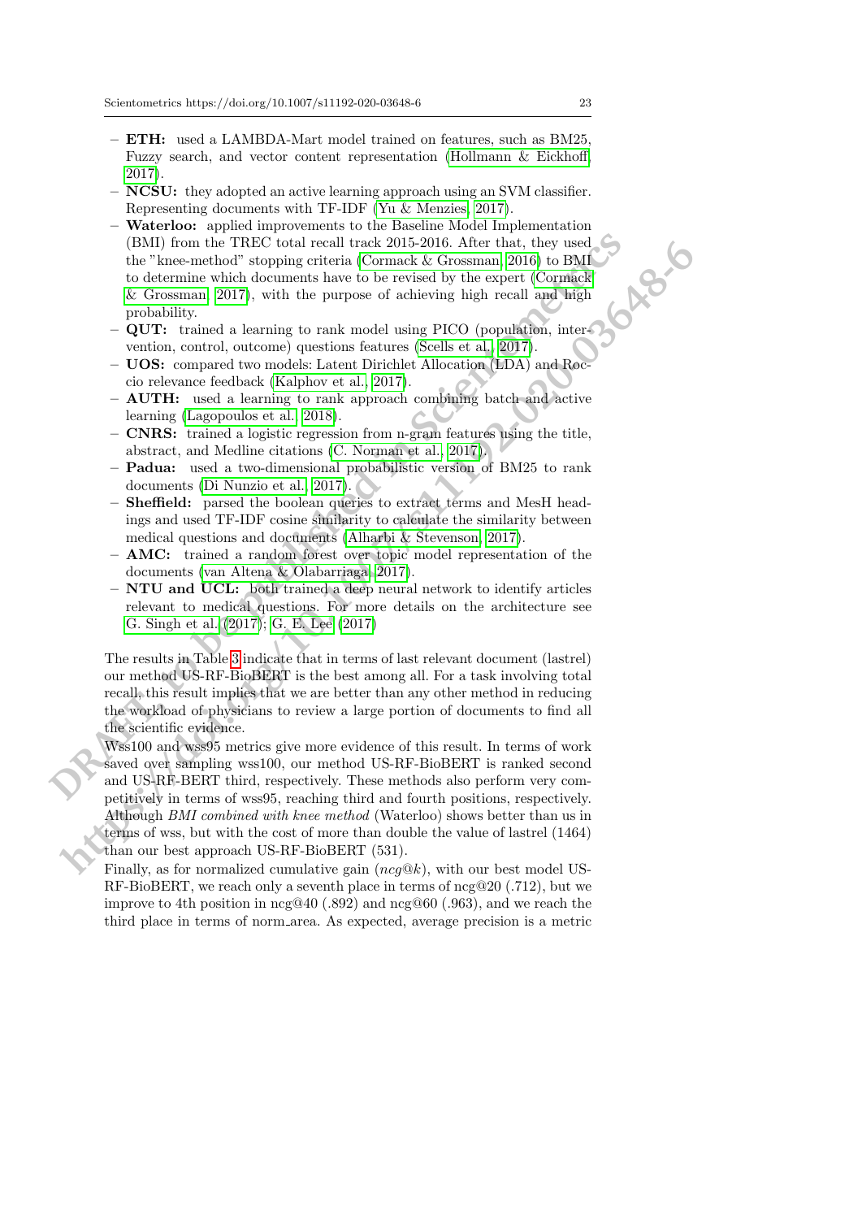- **ETH:** used a LAMBDA-Mart model trained on features, such as BM25, Fuzzy search, and vector content representation (Hollmann & Eickhoff, 2017).
- **NCSU:** they adopted an active learning approach using an SVM classifier. Representing documents with TF-IDF (Yu & Menzies, 2017).
- **Waterloo:** applied improvements to the Baseline Model Implementation (BMI) from the TREC total recall track 2015-2016. After that, they used the "knee-method" stopping criteria (Cormack & Grossman, 2016) to BMI to determine which documents have to be revised by the expert (Cormack & Grossman, 2017), with the purpose of achieving high recall and high probability.
- **QUT:** trained a learning to rank model using PICO (population, intervention, control, outcome) questions features (Scells et al., 2017).
- **UOS:** compared two models: Latent Dirichlet Allocation (LDA) and Roccio relevance feedback (Kalphov et al., 2017).
- **AUTH:** used a learning to rank approach combining batch and active learning (Lagopoulos et al., 2018).
- **CNRS:** trained a logistic regression from n-gram features using the title, abstract, and Medline citations (C. Norman et al., 2017).
- **Padua:** used a two-dimensional probabilistic version of BM25 to rank documents (Di Nunzio et al., 2017).
- **Sheffield:** parsed the boolean queries to extract terms and MesH headings and used TF-IDF cosine similarity to calculate the similarity between medical questions and documents (Alharbi & Stevenson, 2017).
- **AMC:** trained a random forest over topic model representation of the documents (van Altena & Olabarriaga, 2017).
- **NTU and UCL:** both trained a deep neural network to identify articles relevant to medical questions. For more details on the architecture see G. Singh et al. (2017); G. E. Lee (2017)

The results in Table 3 indicate that in terms of last relevant document (lastrel) our method US-RF-BioBERT is the best among all. For a task involving total recall, this result implies that we are better than any other method in reducing the workload of physicians to review a large portion of documents to find all the scientific evidence.

Wss100 and wss95 metrics give more evidence of this result. In terms of work saved over sampling wss100, our method US-RF-BioBERT is ranked second and US-RF-BERT third, respectively. These methods also perform very competitively in terms of wss95, reaching third and fourth positions, respectively. Although *BMI combined with knee method* (Waterloo) shows better than us in terms of wss, but with the cost of more than double the value of lastrel (1464) than our best approach US-RF-BioBERT (531).

Finally, as for normalized cumulative gain (*ncg@k*), with our best model US-RF-BioBERT, we reach only a seventh place in terms of ncg@20 (.712), but we improve to 4th position in ncg@40 (.892) and ncg@60 (.963), and we reach the third place in terms of norm_area. As expected, average precision is a metric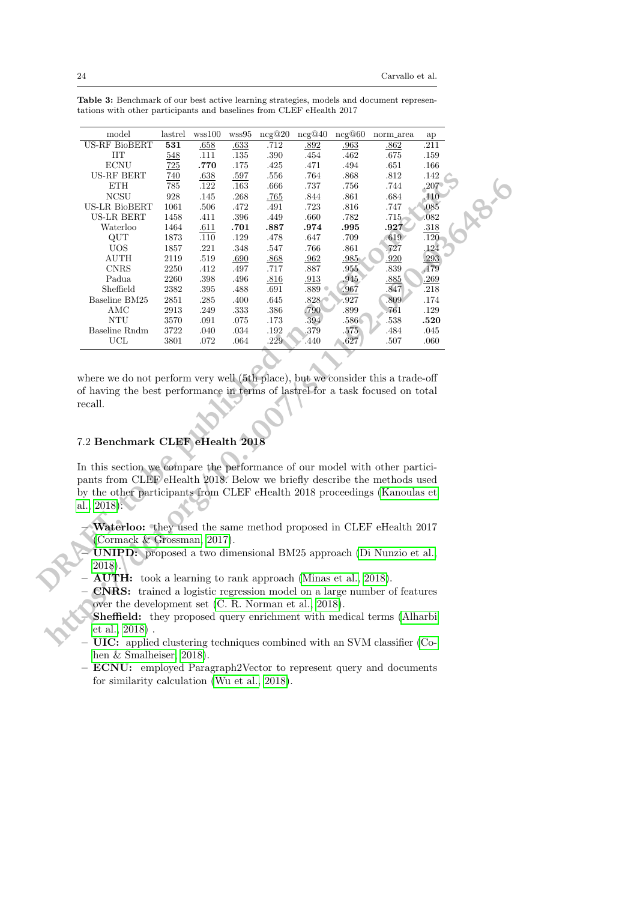**Table 3:** Benchmark of our best active learning strategies, models and document representations with other participants and baselines from CLEF eHealth 2017

| model | lastrel | wss100 | wss95 | ncg@20 | ncg@40 | ncg@60 | norm_area | ap |
|---|---|---|---|---|---|---|---|---|
| US-RF BioBERT | **531** | .658 | .633 | .712 | .892 | .963 | .862 | .211 |
| IIT | 548 | .111 | .135 | .390 | .454 | .462 | .675 | .159 |
| ECNU | 725 | **.770** | .175 | .425 | .471 | .494 | .651 | .166 |
| US-RF BERT | 740 | .638 | .597 | .556 | .764 | .868 | .812 | .142 |
| ETH | 785 | .122 | .163 | .666 | .737 | .756 | .744 | .207 |
| NCSU | 928 | .145 | .268 | .765 | .844 | .861 | .684 | .110 |
| US-LR BioBERT | 1061 | .506 | .472 | .491 | .723 | .816 | .747 | .085 |
| US-LR BERT | 1458 | .411 | .396 | .449 | .660 | .782 | .715 | .082 |
| Waterloo | 1464 | .611 | **.701** | **.887** | **.974** | **.995** | **.927** | .318 |
| QUT | 1873 | .110 | .129 | .478 | .647 | .709 | .619 | .120 |
| UOS | 1857 | .221 | .348 | .547 | .766 | .861 | .727 | .124 |
| AUTH | 2119 | .519 | .690 | .868 | .962 | .985 | .920 | .293 |
| CNRS | 2250 | .412 | .497 | .717 | .887 | .955 | .839 | .179 |
| Padua | 2260 | .398 | .496 | .816 | .913 | .945 | .885 | .269 |
| Sheffield | 2382 | .395 | .488 | .691 | .889 | .967 | .847 | .218 |
| Baseline BM25 | 2851 | .285 | .400 | .645 | .828 | .927 | .809 | .174 |
| AMC | 2913 | .249 | .333 | .386 | .790 | .899 | .761 | .129 |
| NTU | 3570 | .091 | .075 | .173 | .394 | .586 | .538 | **.520** |
| Baseline Rndm | 3722 | .040 | .034 | .192 | .379 | .575 | .484 | .045 |
| UCL | 3801 | .072 | .064 | .229 | .440 | .627 | .507 | .060 |

where we do not perform very well (5th place), but we consider this a trade-off of having the best performance in terms of lastrel for a task focused on total recall.

### 7.2 Benchmark CLEF eHealth 2018

In this section we compare the performance of our model with other participants from CLEF eHealth 2018. Below we briefly describe the methods used by the other participants from CLEF eHealth 2018 proceedings (Kanoulas et al., 2018):

- **Waterloo:** they used the same method proposed in CLEF eHealth 2017 (Cormack & Grossman, 2017).
- **UNIPD:** proposed a two dimensional BM25 approach (Di Nunzio et al., 2018).
- **AUTH:** took a learning to rank approach (Minas et al., 2018).
- **CNRS:** trained a logistic regression model on a large number of features over the development set (C. R. Norman et al., 2018).
- **Sheffield:** they proposed query enrichment with medical terms (Alharbi et al., 2018) .
- **UIC:** applied clustering techniques combined with an SVM classifier (Cohen & Smalheiser, 2018).
- **ECNU:** employed Paragraph2Vector to represent query and documents for similarity calculation (Wu et al., 2018).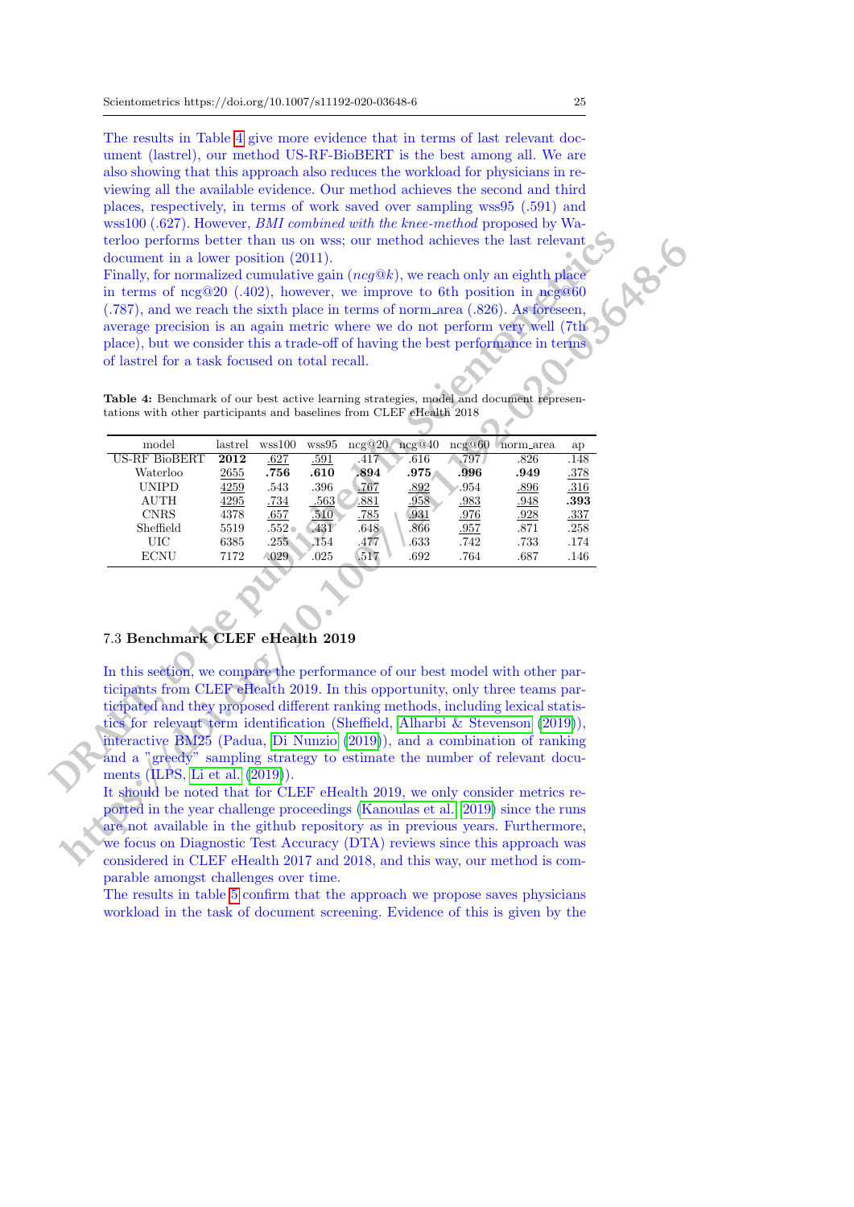The results in Table 4 give more evidence that in terms of last relevant document (lastrel), our method US-RF-BioBERT is the best among all. We are also showing that this approach also reduces the workload for physicians in reviewing all the available evidence. Our method achieves the second and third places, respectively, in terms of work saved over sampling wss95 (.591) and wss100 (.627). However, *BMI combined with the knee-method* proposed by Waterloo performs better than us on wss; our method achieves the last relevant document in a lower position (2011).
Finally, for normalized cumulative gain (*ncg@k*), we reach only an eighth place in terms of ncg@20 (.402), however, we improve to 6th position in ncg@60 (.787), and we reach the sixth place in terms of norm_area (.826). As foreseen, average precision is an again metric where we do not perform very well (7th place), but we consider this a trade-off of having the best performance in terms of lastrel for a task focused on total recall.

**Table 4:** Benchmark of our best active learning strategies, model and document representations with other participants and baselines from CLEF eHealth 2018

| model | lastrel | wss100 | wss95 | ncg@20 | ncg@40 | ncg@60 | norm_area | ap |
|---|---|---|---|---|---|---|---|---|
| US-RF BioBERT | **2012** | .627 | .591 | .417 | .616 | .797 | .826 | .148 |
| Waterloo | 2655 | **.756** | **.610** | **.894** | **.975** | **.996** | **.949** | .378 |
| UNIPD | 4259 | .543 | .396 | .767 | .892 | .954 | .896 | .316 |
| AUTH | 4295 | .734 | .563 | .881 | .958 | .983 | .948 | **.393** |
| CNRS | 4378 | .657 | .510 | .785 | .931 | .976 | .928 | .337 |
| Sheffield | 5519 | .552 | .431 | .648 | .866 | .957 | .871 | .258 |
| UIC | 6385 | .255 | .154 | .477 | .633 | .742 | .733 | .174 |
| ECNU | 7172 | .029 | .025 | .517 | .692 | .764 | .687 | .146 |

### 7.3 Benchmark CLEF eHealth 2019

In this section, we compare the performance of our best model with other participants from CLEF eHealth 2019. In this opportunity, only three teams participated and they proposed different ranking methods, including lexical statistics for relevant term identification (Sheffield, Alharbi & Stevenson (2019)), interactive BM25 (Padua, Di Nunzio (2019)), and a combination of ranking and a "greedy" sampling strategy to estimate the number of relevant documents (ILPS, Li et al. (2019)).
It should be noted that for CLEF eHealth 2019, we only consider metrics reported in the year challenge proceedings (Kanoulas et al. 2019) since the runs are not available in the github repository as in previous years. Furthermore, we focus on Diagnostic Test Accuracy (DTA) reviews since this approach was considered in CLEF eHealth 2017 and 2018, and this way, our method is comparable amongst challenges over time.
The results in table 5 confirm that the approach we propose saves physicians workload in the task of document screening. Evidence of this is given by the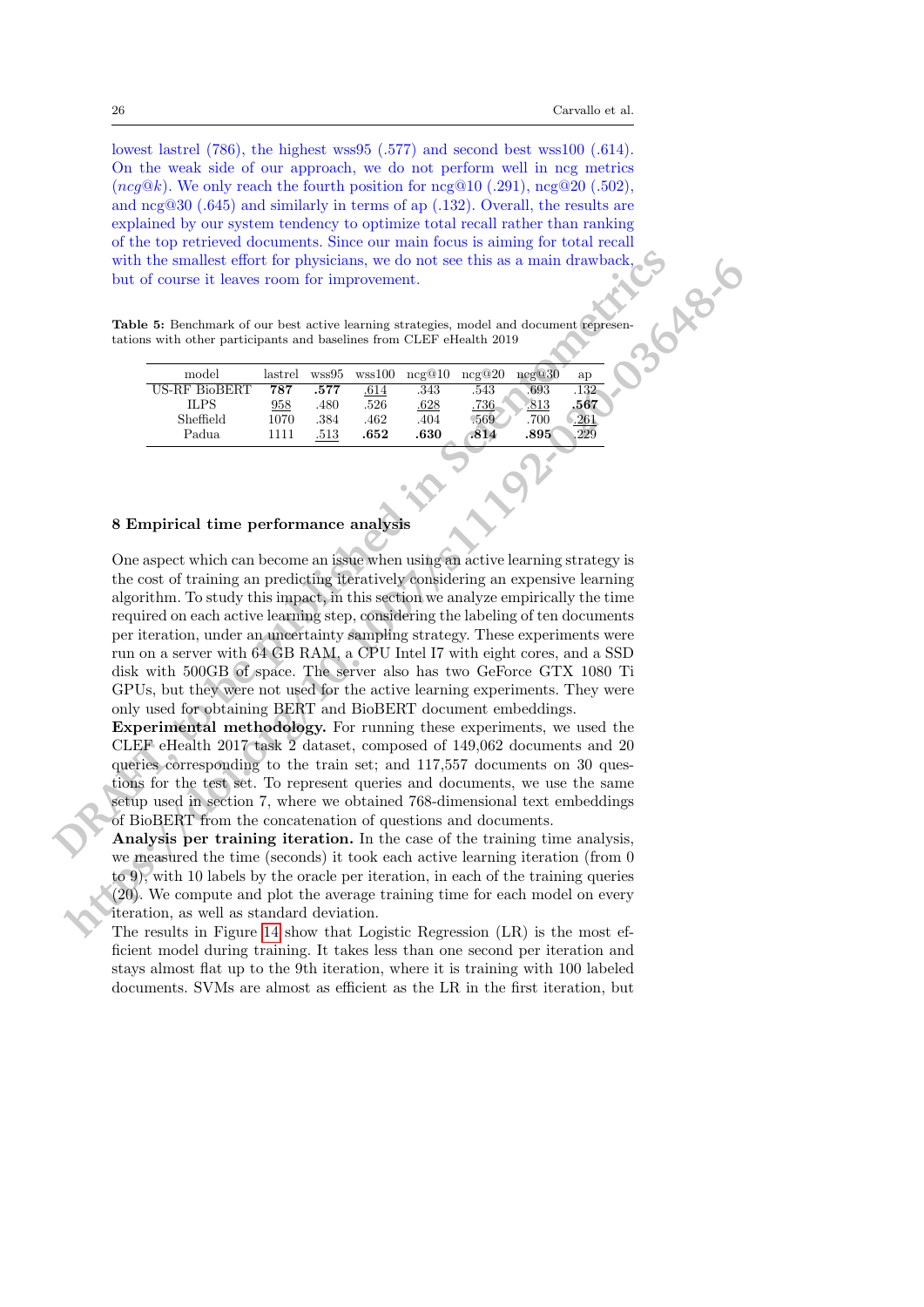lowest lastrel (786), the highest wss95 (.577) and second best wss100 (.614). On the weak side of our approach, we do not perform well in ncg metrics ($ncg@k$). We only reach the fourth position for ncg@10 (.291), ncg@20 (.502), and ncg@30 (.645) and similarly in terms of ap (.132). Overall, the results are explained by our system tendency to optimize total recall rather than ranking of the top retrieved documents. Since our main focus is aiming for total recall with the smallest effort for physicians, we do not see this as a main drawback, but of course it leaves room for improvement.

**Table 5:** Benchmark of our best active learning strategies, model and document representations with other participants and baselines from CLEF eHealth 2019

| model | lastrel | wss95 | wss100 | ncg@10 | ncg@20 | ncg@30 | ap |
|---|---|---|---|---|---|---|---|
| US-RF BioBERT | **787** | **.577** | <u>.614</u> | .343 | .543 | .693 | .132 |
| ILPS | <u>958</u> | .480 | .526 | <u>.628</u> | <u>.736</u> | <u>.813</u> | **.567** |
| Sheffield | 1070 | .384 | .462 | .404 | .569 | .700 | <u>.261</u> |
| Padua | 1111 | <u>.513</u> | **.652** | **.630** | **.814** | **.895** | .229 |

## 8 Empirical time performance analysis

One aspect which can become an issue when using an active learning strategy is the cost of training an predicting iteratively considering an expensive learning algorithm. To study this impact, in this section we analyze empirically the time required on each active learning step, considering the labeling of ten documents per iteration, under an uncertainty sampling strategy. These experiments were run on a server with 64 GB RAM, a CPU Intel I7 with eight cores, and a SSD disk with 500GB of space. The server also has two GeForce GTX 1080 Ti GPUs, but they were not used for the active learning experiments. They were only used for obtaining BERT and BioBERT document embeddings.

**Experimental methodology.** For running these experiments, we used the CLEF eHealth 2017 task 2 dataset, composed of 149,062 documents and 20 queries corresponding to the train set; and 117,557 documents on 30 questions for the test set. To represent queries and documents, we use the same setup used in section 7, where we obtained 768-dimensional text embeddings of BioBERT from the concatenation of questions and documents.

**Analysis per training iteration.** In the case of the training time analysis, we measured the time (seconds) it took each active learning iteration (from 0 to 9), with 10 labels by the oracle per iteration, in each of the training queries (20). We compute and plot the average training time for each model on every iteration, as well as standard deviation.

The results in Figure 14 show that Logistic Regression (LR) is the most efficient model during training. It takes less than one second per iteration and stays almost flat up to the 9th iteration, where it is training with 100 labeled documents. SVMs are almost as efficient as the LR in the first iteration, but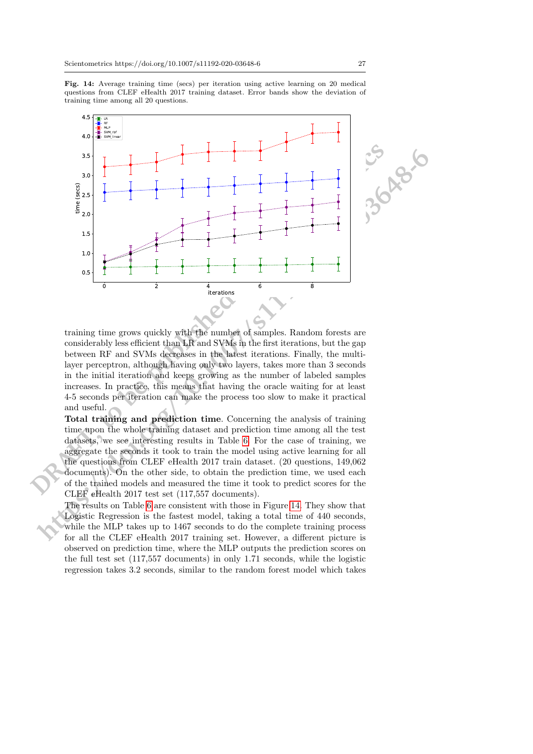**Fig. 14:** Average training time (secs) per iteration using active learning on 20 medical questions from CLEF eHealth 2017 training dataset. Error bands show the deviation of training time among all 20 questions.

training time grows quickly with the number of samples. Random forests are considerably less efficient than LR and SVMs in the first iterations, but the gap between RF and SVMs decreases in the latest iterations. Finally, the multi-layer perceptron, although having only two layers, takes more than 3 seconds in the initial iteration and keeps growing as the number of labeled samples increases. In practice, this means that having the oracle waiting for at least 4-5 seconds per iteration can make the process too slow to make it practical and useful.

**Total training and prediction time**. Concerning the analysis of training time upon the whole training dataset and prediction time among all the test datasets, we see interesting results in Table 6. For the case of training, we aggregate the seconds it took to train the model using active learning for all the questions from CLEF eHealth 2017 train dataset. (20 questions, 149,062 documents). On the other side, to obtain the prediction time, we used each of the trained models and measured the time it took to predict scores for the CLEF eHealth 2017 test set (117,557 documents).

The results on Table 6 are consistent with those in Figure 14. They show that Logistic Regression is the fastest model, taking a total time of 440 seconds, while the MLP takes up to 1467 seconds to do the complete training process for all the CLEF eHealth 2017 training set. However, a different picture is observed on prediction time, where the MLP outputs the prediction scores on the full test set (117,557 documents) in only 1.71 seconds, while the logistic regression takes 3.2 seconds, similar to the random forest model which takes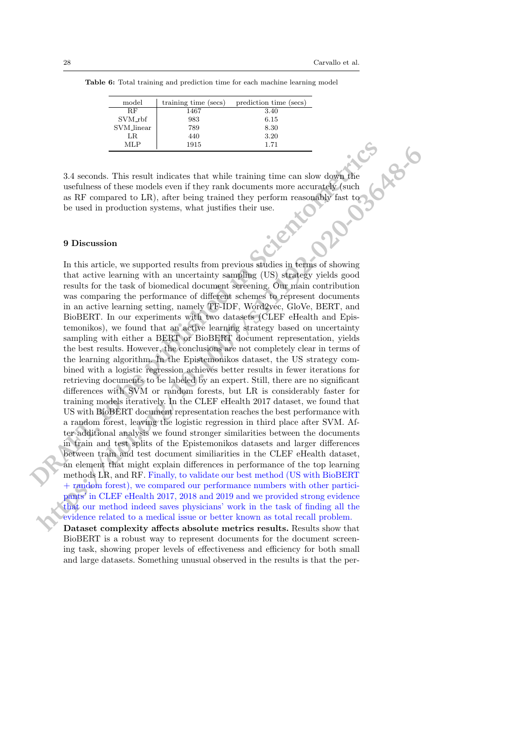**Table 6:** Total training and prediction time for each machine learning model

| model | training time (secs) | prediction time (secs) |
|---|---|---|
| RF | 1467 | 3.40 |
| SVM_rbf | 983 | 6.15 |
| SVM_linear | 789 | 8.30 |
| LR | 440 | 3.20 |
| MLP | 1915 | 1.71 |

3.4 seconds. This result indicates that while training time can slow down the usefulness of these models even if they rank documents more accurately (such as RF compared to LR), after being trained they perform reasonably fast to be used in production systems, what justifies their use.

## 9 Discussion

In this article, we supported results from previous studies in terms of showing that active learning with an uncertainty sampling (US) strategy yields good results for the task of biomedical document screening. Our main contribution was comparing the performance of different schemes to represent documents in an active learning setting, namely TF-IDF, Word2vec, GloVe, BERT, and BioBERT. In our experiments with two datasets (CLEF eHealth and Epistemonikos), we found that an active learning strategy based on uncertainty sampling with either a BERT or BioBERT document representation, yields the best results. However, the conclusions are not completely clear in terms of the learning algorithm. In the Epistemonikos dataset, the US strategy combined with a logistic regression achieves better results in fewer iterations for retrieving documents to be labeled by an expert. Still, there are no significant differences with SVM or random forests, but LR is considerably faster for training models iteratively. In the CLEF eHealth 2017 dataset, we found that US with BioBERT document representation reaches the best performance with a random forest, leaving the logistic regression in third place after SVM. After additional analysis we found stronger similarities between the documents in train and test splits of the Epistemonikos datasets and larger differences between train and test document similiarities in the CLEF eHealth dataset, an element that might explain differences in performance of the top learning methods LR, and RF. Finally, to validate our best method (US with BioBERT + random forest), we compared our performance numbers with other participants' in CLEF eHealth 2017, 2018 and 2019 and we provided strong evidence that our method indeed saves physicians' work in the task of finding all the evidence related to a medical issue or better known as total recall problem.

**Dataset complexity affects absolute metrics results.** Results show that BioBERT is a robust way to represent documents for the document screening task, showing proper levels of effectiveness and efficiency for both small and large datasets. Something unusual observed in the results is that the per-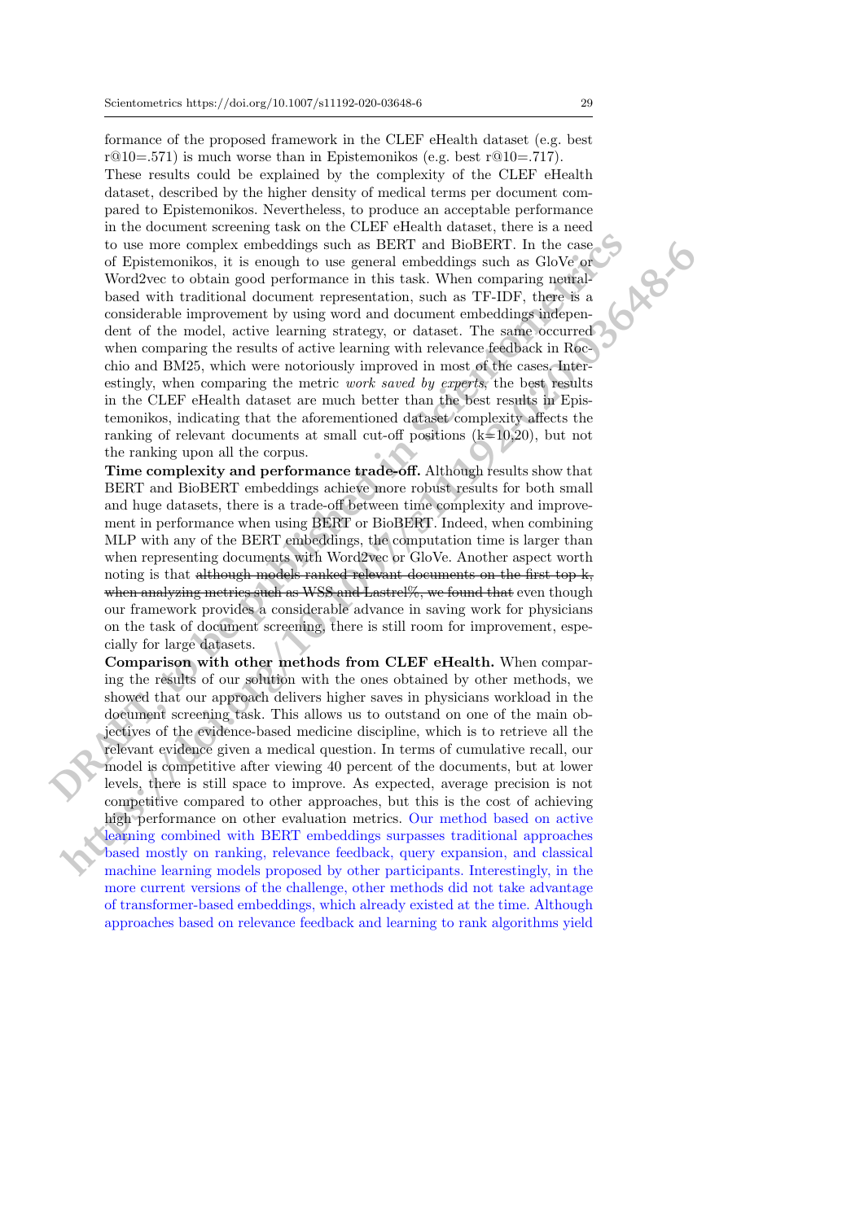formance of the proposed framework in the CLEF eHealth dataset (e.g. best r@10=.571) is much worse than in Epistemonikos (e.g. best r@10=.717). These results could be explained by the complexity of the CLEF eHealth dataset, described by the higher density of medical terms per document compared to Epistemonikos. Nevertheless, to produce an acceptable performance in the document screening task on the CLEF eHealth dataset, there is a need to use more complex embeddings such as BERT and BioBERT. In the case of Epistemonikos, it is enough to use general embeddings such as GloVe or Word2vec to obtain good performance in this task. When comparing neural-based with traditional document representation, such as TF-IDF, there is a considerable improvement by using word and document embeddings independent of the model, active learning strategy, or dataset. The same occurred when comparing the results of active learning with relevance feedback in Rocchio and BM25, which were notoriously improved in most of the cases. Interestingly, when comparing the metric *work saved by experts*, the best results in the CLEF eHealth dataset are much better than the best results in Epistemonikos, indicating that the aforementioned dataset complexity affects the ranking of relevant documents at small cut-off positions (k=10,20), but not the ranking upon all the corpus.

**Time complexity and performance trade-off.** Although results show that BERT and BioBERT embeddings achieve more robust results for both small and huge datasets, there is a trade-off between time complexity and improvement in performance when using BERT or BioBERT. Indeed, when combining MLP with any of the BERT embeddings, the computation time is larger than when representing documents with Word2vec or GloVe. Another aspect worth noting is that ~~although models ranked relevant documents on the first top k, when analyzing metrics such as WSS and Lastrel%, we found that~~ even though our framework provides a considerable advance in saving work for physicians on the task of document screening, there is still room for improvement, especially for large datasets.

**Comparison with other methods from CLEF eHealth.** When comparing the results of our solution with the ones obtained by other methods, we showed that our approach delivers higher saves in physicians workload in the document screening task. This allows us to outstand on one of the main objectives of the evidence-based medicine discipline, which is to retrieve all the relevant evidence given a medical question. In terms of cumulative recall, our model is competitive after viewing 40 percent of the documents, but at lower levels, there is still space to improve. As expected, average precision is not competitive compared to other approaches, but this is the cost of achieving high performance on other evaluation metrics. Our method based on active learning combined with BERT embeddings surpasses traditional approaches based mostly on ranking, relevance feedback, query expansion, and classical machine learning models proposed by other participants. Interestingly, in the more current versions of the challenge, other methods did not take advantage of transformer-based embeddings, which already existed at the time. Although approaches based on relevance feedback and learning to rank algorithms yield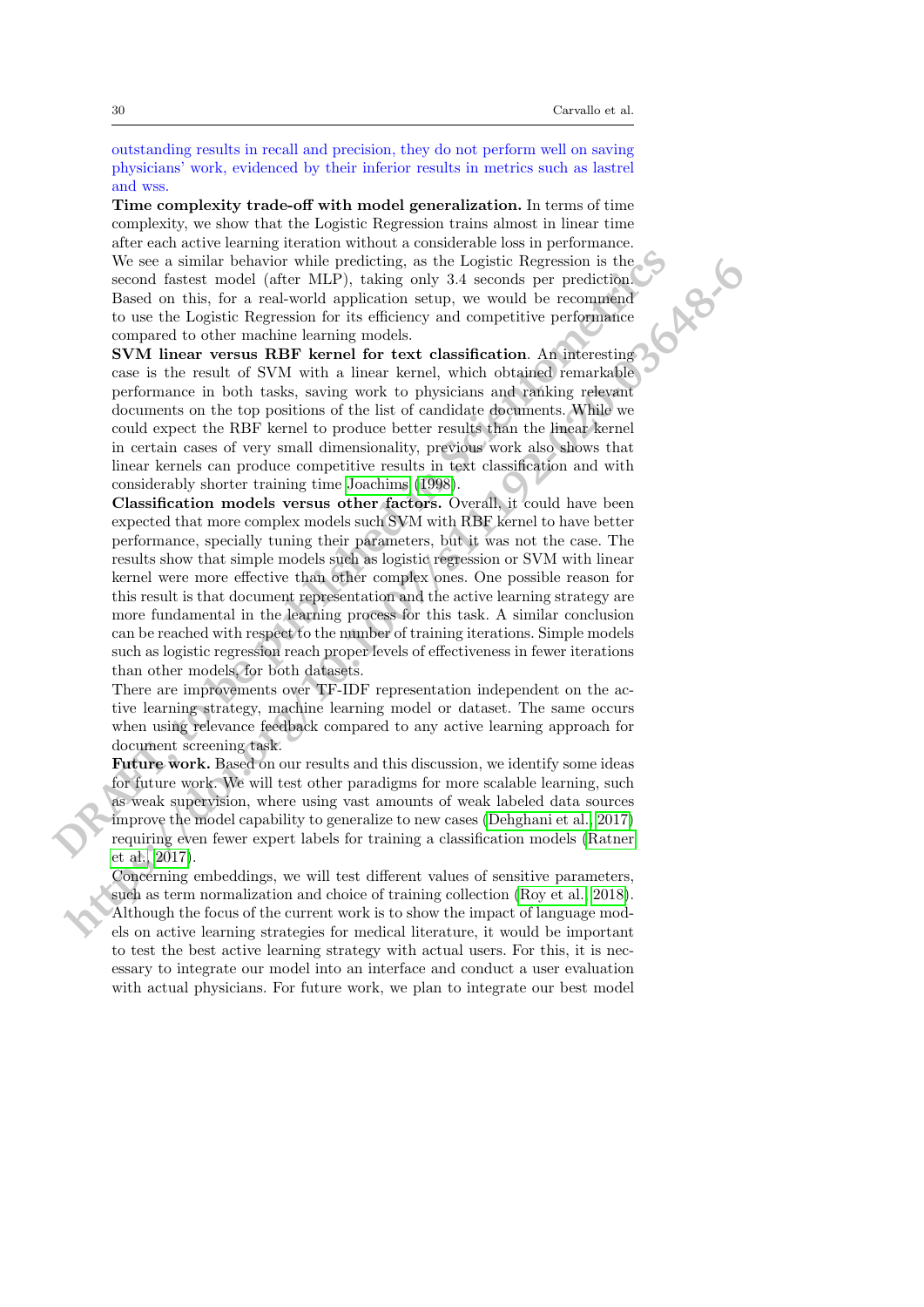outstanding results in recall and precision, they do not perform well on saving physicians' work, evidenced by their inferior results in metrics such as lastrel and wss.

**Time complexity trade-off with model generalization.** In terms of time complexity, we show that the Logistic Regression trains almost in linear time after each active learning iteration without a considerable loss in performance. We see a similar behavior while predicting, as the Logistic Regression is the second fastest model (after MLP), taking only 3.4 seconds per prediction. Based on this, for a real-world application setup, we would be recommend to use the Logistic Regression for its efficiency and competitive performance compared to other machine learning models.

**SVM linear versus RBF kernel for text classification**. An interesting case is the result of SVM with a linear kernel, which obtained remarkable performance in both tasks, saving work to physicians and ranking relevant documents on the top positions of the list of candidate documents. While we could expect the RBF kernel to produce better results than the linear kernel in certain cases of very small dimensionality, previous work also shows that linear kernels can produce competitive results in text classification and with considerably shorter training time Joachims (1998).

**Classification models versus other factors.** Overall, it could have been expected that more complex models such SVM with RBF kernel to have better performance, specially tuning their parameters, but it was not the case. The results show that simple models such as logistic regression or SVM with linear kernel were more effective than other complex ones. One possible reason for this result is that document representation and the active learning strategy are more fundamental in the learning process for this task. A similar conclusion can be reached with respect to the number of training iterations. Simple models such as logistic regression reach proper levels of effectiveness in fewer iterations than other models, for both datasets.

There are improvements over TF-IDF representation independent on the active learning strategy, machine learning model or dataset. The same occurs when using relevance feedback compared to any active learning approach for document screening task.

**Future work.** Based on our results and this discussion, we identify some ideas for future work. We will test other paradigms for more scalable learning, such as weak supervision, where using vast amounts of weak labeled data sources improve the model capability to generalize to new cases (Dehghani et al., 2017) requiring even fewer expert labels for training a classification models (Ratner et al., 2017).

Concerning embeddings, we will test different values of sensitive parameters, such as term normalization and choice of training collection (Roy et al., 2018). Although the focus of the current work is to show the impact of language models on active learning strategies for medical literature, it would be important to test the best active learning strategy with actual users. For this, it is necessary to integrate our model into an interface and conduct a user evaluation with actual physicians. For future work, we plan to integrate our best model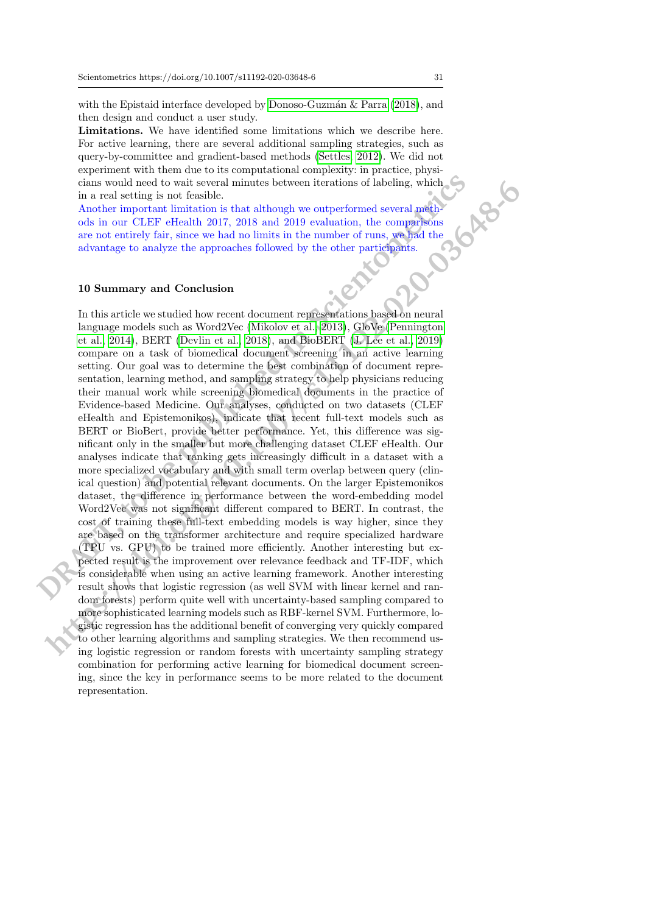with the Epistaid interface developed by Donoso-Guzmán & Parra (2018), and then design and conduct a user study.

**Limitations.** We have identified some limitations which we describe here. For active learning, there are several additional sampling strategies, such as query-by-committee and gradient-based methods (Settles, 2012). We did not experiment with them due to its computational complexity: in practice, physicians would need to wait several minutes between iterations of labeling, which in a real setting is not feasible.

Another important limitation is that although we outperformed several methods in our CLEF eHealth 2017, 2018 and 2019 evaluation, the comparisons are not entirely fair, since we had no limits in the number of runs, we had the advantage to analyze the approaches followed by the other participants.

## 10 Summary and Conclusion

In this article we studied how recent document representations based on neural language models such as Word2Vec (Mikolov et al., 2013), GloVe (Pennington et al., 2014), BERT (Devlin et al., 2018), and BioBERT (J. Lee et al., 2019) compare on a task of biomedical document screening in an active learning setting. Our goal was to determine the best combination of document representation, learning method, and sampling strategy to help physicians reducing their manual work while screening biomedical documents in the practice of Evidence-based Medicine. Our analyses, conducted on two datasets (CLEF eHealth and Epistemonikos), indicate that recent full-text models such as BERT or BioBert, provide better performance. Yet, this difference was significant only in the smaller but more challenging dataset CLEF eHealth. Our analyses indicate that ranking gets increasingly difficult in a dataset with a more specialized vocabulary and with small term overlap between query (clinical question) and potential relevant documents. On the larger Epistemonikos dataset, the difference in performance between the word-embedding model Word2Vec was not significant different compared to BERT. In contrast, the cost of training these full-text embedding models is way higher, since they are based on the transformer architecture and require specialized hardware (TPU vs. GPU) to be trained more efficiently. Another interesting but expected result is the improvement over relevance feedback and TF-IDF, which is considerable when using an active learning framework. Another interesting result shows that logistic regression (as well SVM with linear kernel and random forests) perform quite well with uncertainty-based sampling compared to more sophisticated learning models such as RBF-kernel SVM. Furthermore, logistic regression has the additional benefit of converging very quickly compared to other learning algorithms and sampling strategies. We then recommend using logistic regression or random forests with uncertainty sampling strategy combination for performing active learning for biomedical document screening, since the key in performance seems to be more related to the document representation.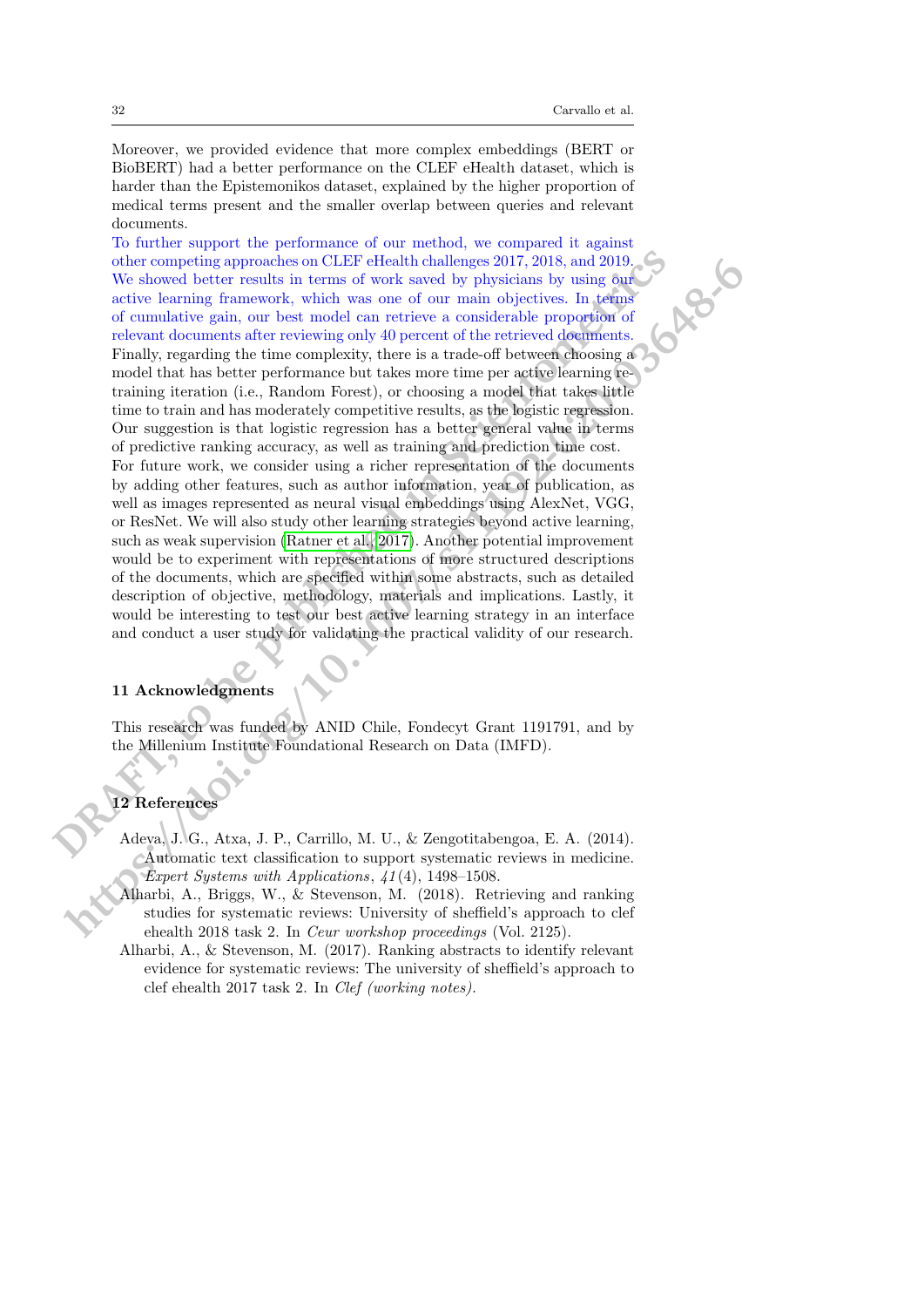Moreover, we provided evidence that more complex embeddings (BERT or BioBERT) had a better performance on the CLEF eHealth dataset, which is harder than the Epistemonikos dataset, explained by the higher proportion of medical terms present and the smaller overlap between queries and relevant documents.

To further support the performance of our method, we compared it against other competing approaches on CLEF eHealth challenges 2017, 2018, and 2019. We showed better results in terms of work saved by physicians by using our active learning framework, which was one of our main objectives. In terms of cumulative gain, our best model can retrieve a considerable proportion of relevant documents after reviewing only 40 percent of the retrieved documents.

Finally, regarding the time complexity, there is a trade-off between choosing a model that has better performance but takes more time per active learning re-training iteration (i.e., Random Forest), or choosing a model that takes little time to train and has moderately competitive results, as the logistic regression. Our suggestion is that logistic regression has a better general value in terms of predictive ranking accuracy, as well as training and prediction time cost.

For future work, we consider using a richer representation of the documents by adding other features, such as author information, year of publication, as well as images represented as neural visual embeddings using AlexNet, VGG, or ResNet. We will also study other learning strategies beyond active learning, such as weak supervision (Ratner et al., 2017). Another potential improvement would be to experiment with representations of more structured descriptions of the documents, which are specified within some abstracts, such as detailed description of objective, methodology, materials and implications. Lastly, it would be interesting to test our best active learning strategy in an interface and conduct a user study for validating the practical validity of our research.

## 11 Acknowledgments

This research was funded by ANID Chile, Fondecyt Grant 1191791, and by the Millenium Institute Foundational Research on Data (IMFD).

## 12 References

Adeva, J. G., Atxa, J. P., Carrillo, M. U., & Zengotitabengoa, E. A. (2014). Automatic text classification to support systematic reviews in medicine. *Expert Systems with Applications*, *41*(4), 1498–1508.

Alharbi, A., Briggs, W., & Stevenson, M. (2018). Retrieving and ranking studies for systematic reviews: University of sheffield's approach to clef ehealth 2018 task 2. In *Ceur workshop proceedings* (Vol. 2125).

Alharbi, A., & Stevenson, M. (2017). Ranking abstracts to identify relevant evidence for systematic reviews: The university of sheffield's approach to clef ehealth 2017 task 2. In *Clef (working notes)*.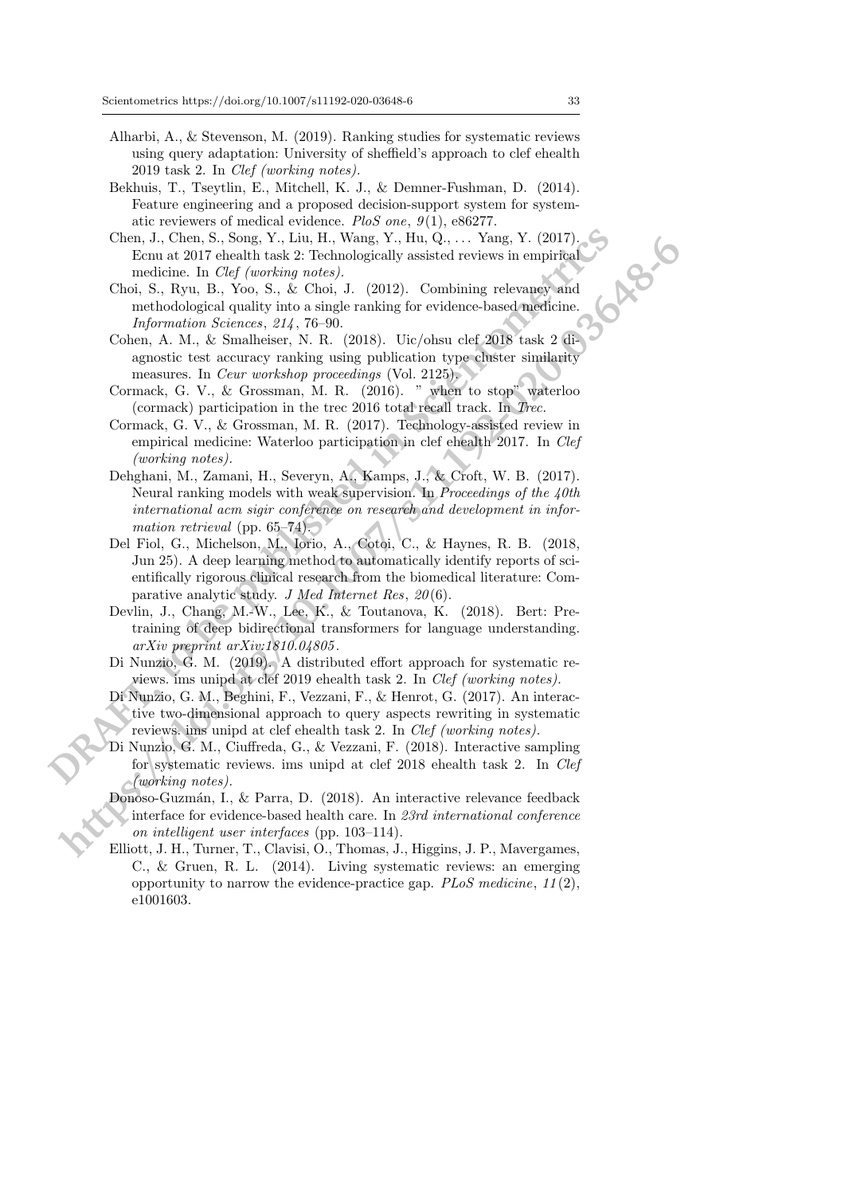Alharbi, A., & Stevenson, M. (2019). Ranking studies for systematic reviews using query adaptation: University of sheffield's approach to clef ehealth 2019 task 2. In *Clef (working notes)*.

Bekhuis, T., Tseytlin, E., Mitchell, K. J., & Demner-Fushman, D. (2014). Feature engineering and a proposed decision-support system for systematic reviewers of medical evidence. *PloS one*, *9*(1), e86277.

Chen, J., Chen, S., Song, Y., Liu, H., Wang, Y., Hu, Q., ... Yang, Y. (2017). Ecnu at 2017 ehealth task 2: Technologically assisted reviews in empirical medicine. In *Clef (working notes)*.

Choi, S., Ryu, B., Yoo, S., & Choi, J. (2012). Combining relevancy and methodological quality into a single ranking for evidence-based medicine. *Information Sciences*, *214*, 76–90.

Cohen, A. M., & Smalheiser, N. R. (2018). Uic/ohsu clef 2018 task 2 diagnostic test accuracy ranking using publication type cluster similarity measures. In *Ceur workshop proceedings* (Vol. 2125).

Cormack, G. V., & Grossman, M. R. (2016). " when to stop" waterloo (cormack) participation in the trec 2016 total recall track. In *Trec*.

Cormack, G. V., & Grossman, M. R. (2017). Technology-assisted review in empirical medicine: Waterloo participation in clef ehealth 2017. In *Clef (working notes)*.

Dehghani, M., Zamani, H., Severyn, A., Kamps, J., & Croft, W. B. (2017). Neural ranking models with weak supervision. In *Proceedings of the 40th international acm sigir conference on research and development in information retrieval* (pp. 65–74).

Del Fiol, G., Michelson, M., Iorio, A., Cotoi, C., & Haynes, R. B. (2018, Jun 25). A deep learning method to automatically identify reports of scientifically rigorous clinical research from the biomedical literature: Comparative analytic study. *J Med Internet Res*, *20*(6).

Devlin, J., Chang, M.-W., Lee, K., & Toutanova, K. (2018). Bert: Pre-training of deep bidirectional transformers for language understanding. *arXiv preprint arXiv:1810.04805*.

Di Nunzio, G. M. (2019). A distributed effort approach for systematic reviews. ims unipd at clef 2019 ehealth task 2. In *Clef (working notes)*.

Di Nunzio, G. M., Beghini, F., Vezzani, F., & Henrot, G. (2017). An interactive two-dimensional approach to query aspects rewriting in systematic reviews. ims unipd at clef ehealth task 2. In *Clef (working notes)*.

Di Nunzio, G. M., Ciuffreda, G., & Vezzani, F. (2018). Interactive sampling for systematic reviews. ims unipd at clef 2018 ehealth task 2. In *Clef (working notes)*.

Donoso-Guzmán, I., & Parra, D. (2018). An interactive relevance feedback interface for evidence-based health care. In *23rd international conference on intelligent user interfaces* (pp. 103–114).

Elliott, J. H., Turner, T., Clavisi, O., Thomas, J., Higgins, J. P., Mavergames, C., & Gruen, R. L. (2014). Living systematic reviews: an emerging opportunity to narrow the evidence-practice gap. *PLoS medicine*, *11*(2), e1001603.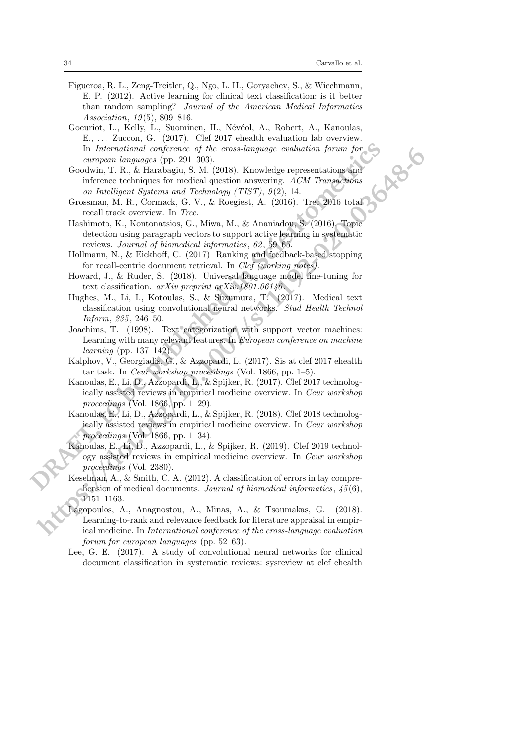Figueroa, R. L., Zeng-Treitler, Q., Ngo, L. H., Goryachev, S., & Wiechmann, E. P. (2012). Active learning for clinical text classification: is it better than random sampling? *Journal of the American Medical Informatics Association*, *19*(5), 809–816.

Goeuriot, L., Kelly, L., Suominen, H., Névéol, A., Robert, A., Kanoulas, E., ... Zuccon, G. (2017). Clef 2017 ehealth evaluation lab overview. In *International conference of the cross-language evaluation forum for european languages* (pp. 291–303).

Goodwin, T. R., & Harabagiu, S. M. (2018). Knowledge representations and inference techniques for medical question answering. *ACM Transactions on Intelligent Systems and Technology (TIST)*, *9*(2), 14.

Grossman, M. R., Cormack, G. V., & Roegiest, A. (2016). Trec 2016 total recall track overview. In *Trec.*

Hashimoto, K., Kontonatsios, G., Miwa, M., & Ananiadou, S. (2016). Topic detection using paragraph vectors to support active learning in systematic reviews. *Journal of biomedical informatics*, *62*, 59–65.

Hollmann, N., & Eickhoff, C. (2017). Ranking and feedback-based stopping for recall-centric document retrieval. In *Clef (working notes)*.

Howard, J., & Ruder, S. (2018). Universal language model fine-tuning for text classification. *arXiv preprint arXiv:1801.06146*.

Hughes, M., Li, I., Kotoulas, S., & Suzumura, T. (2017). Medical text classification using convolutional neural networks. *Stud Health Technol Inform*, *235*, 246–50.

Joachims, T. (1998). Text categorization with support vector machines: Learning with many relevant features. In *European conference on machine learning* (pp. 137–142).

Kalphov, V., Georgiadis, G., & Azzopardi, L. (2017). Sis at clef 2017 ehealth tar task. In *Ceur workshop proceedings* (Vol. 1866, pp. 1–5).

Kanoulas, E., Li, D., Azzopardi, L., & Spijker, R. (2017). Clef 2017 technologically assisted reviews in empirical medicine overview. In *Ceur workshop proceedings* (Vol. 1866, pp. 1–29).

Kanoulas, E., Li, D., Azzopardi, L., & Spijker, R. (2018). Clef 2018 technologically assisted reviews in empirical medicine overview. In *Ceur workshop proceedings* (Vol. 1866, pp. 1–34).

Kanoulas, E., Li, D., Azzopardi, L., & Spijker, R. (2019). Clef 2019 technology assisted reviews in empirical medicine overview. In *Ceur workshop proceedings* (Vol. 2380).

Keselman, A., & Smith, C. A. (2012). A classification of errors in lay comprehension of medical documents. *Journal of biomedical informatics*, *45*(6), 1151–1163.

Lagopoulos, A., Anagnostou, A., Minas, A., & Tsoumakas, G. (2018). Learning-to-rank and relevance feedback for literature appraisal in empirical medicine. In *International conference of the cross-language evaluation forum for european languages* (pp. 52–63).

Lee, G. E. (2017). A study of convolutional neural networks for clinical document classification in systematic reviews: sysreview at clef ehealth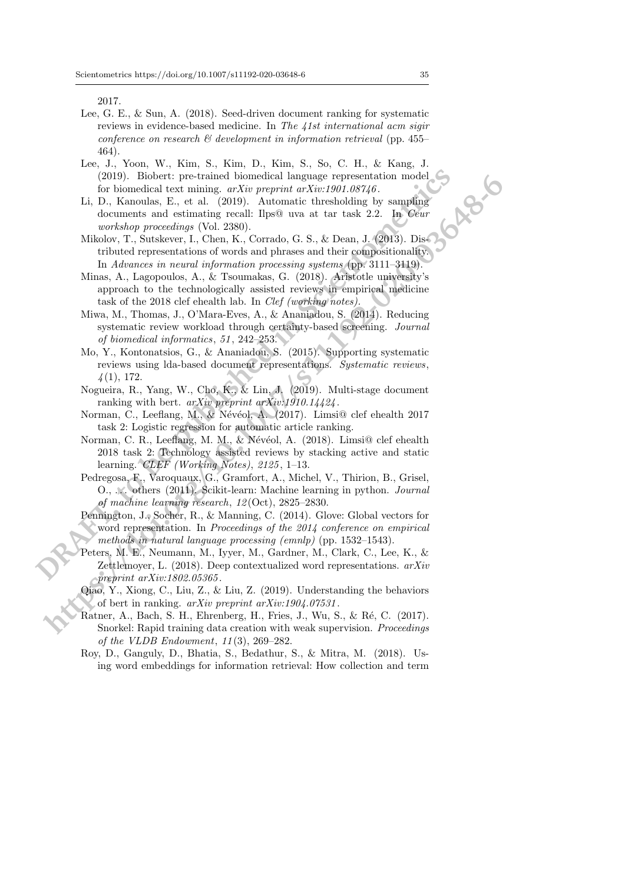2017.

Lee, G. E., & Sun, A. (2018). Seed-driven document ranking for systematic reviews in evidence-based medicine. In *The 41st international acm sigir conference on research & development in information retrieval* (pp. 455–464).

Lee, J., Yoon, W., Kim, S., Kim, D., Kim, S., So, C. H., & Kang, J. (2019). Biobert: pre-trained biomedical language representation model for biomedical text mining. *arXiv preprint arXiv:1901.08746*.

Li, D., Kanoulas, E., et al. (2019). Automatic thresholding by sampling documents and estimating recall: Ilps@ uva at tar task 2.2. In *Ceur workshop proceedings* (Vol. 2380).

Mikolov, T., Sutskever, I., Chen, K., Corrado, G. S., & Dean, J. (2013). Distributed representations of words and phrases and their compositionality. In *Advances in neural information processing systems* (pp. 3111–3119).

Minas, A., Lagopoulos, A., & Tsoumakas, G. (2018). Aristotle university's approach to the technologically assisted reviews in empirical medicine task of the 2018 clef ehealth lab. In *Clef (working notes)*.

Miwa, M., Thomas, J., O'Mara-Eves, A., & Ananiadou, S. (2014). Reducing systematic review workload through certainty-based screening. *Journal of biomedical informatics*, *51*, 242–253.

Mo, Y., Kontonatsios, G., & Ananiadou, S. (2015). Supporting systematic reviews using lda-based document representations. *Systematic reviews*, *4*(1), 172.

Nogueira, R., Yang, W., Cho, K., & Lin, J. (2019). Multi-stage document ranking with bert. *arXiv preprint arXiv:1910.14424*.

Norman, C., Leeflang, M., & Névéol, A. (2017). Limsi@ clef ehealth 2017 task 2: Logistic regression for automatic article ranking.

Norman, C. R., Leeflang, M. M., & Névéol, A. (2018). Limsi@ clef ehealth 2018 task 2: Technology assisted reviews by stacking active and static learning. *CLEF (Working Notes)*, *2125*, 1–13.

Pedregosa, F., Varoquaux, G., Gramfort, A., Michel, V., Thirion, B., Grisel, O., ... others (2011). Scikit-learn: Machine learning in python. *Journal of machine learning research*, *12*(Oct), 2825–2830.

Pennington, J., Socher, R., & Manning, C. (2014). Glove: Global vectors for word representation. In *Proceedings of the 2014 conference on empirical methods in natural language processing (emnlp)* (pp. 1532–1543).

Peters, M. E., Neumann, M., Iyyer, M., Gardner, M., Clark, C., Lee, K., & Zettlemoyer, L. (2018). Deep contextualized word representations. *arXiv preprint arXiv:1802.05365*.

Qiao, Y., Xiong, C., Liu, Z., & Liu, Z. (2019). Understanding the behaviors of bert in ranking. *arXiv preprint arXiv:1904.07531*.

Ratner, A., Bach, S. H., Ehrenberg, H., Fries, J., Wu, S., & Ré, C. (2017). Snorkel: Rapid training data creation with weak supervision. *Proceedings of the VLDB Endowment*, *11*(3), 269–282.

Roy, D., Ganguly, D., Bhatia, S., Bedathur, S., & Mitra, M. (2018). Using word embeddings for information retrieval: How collection and term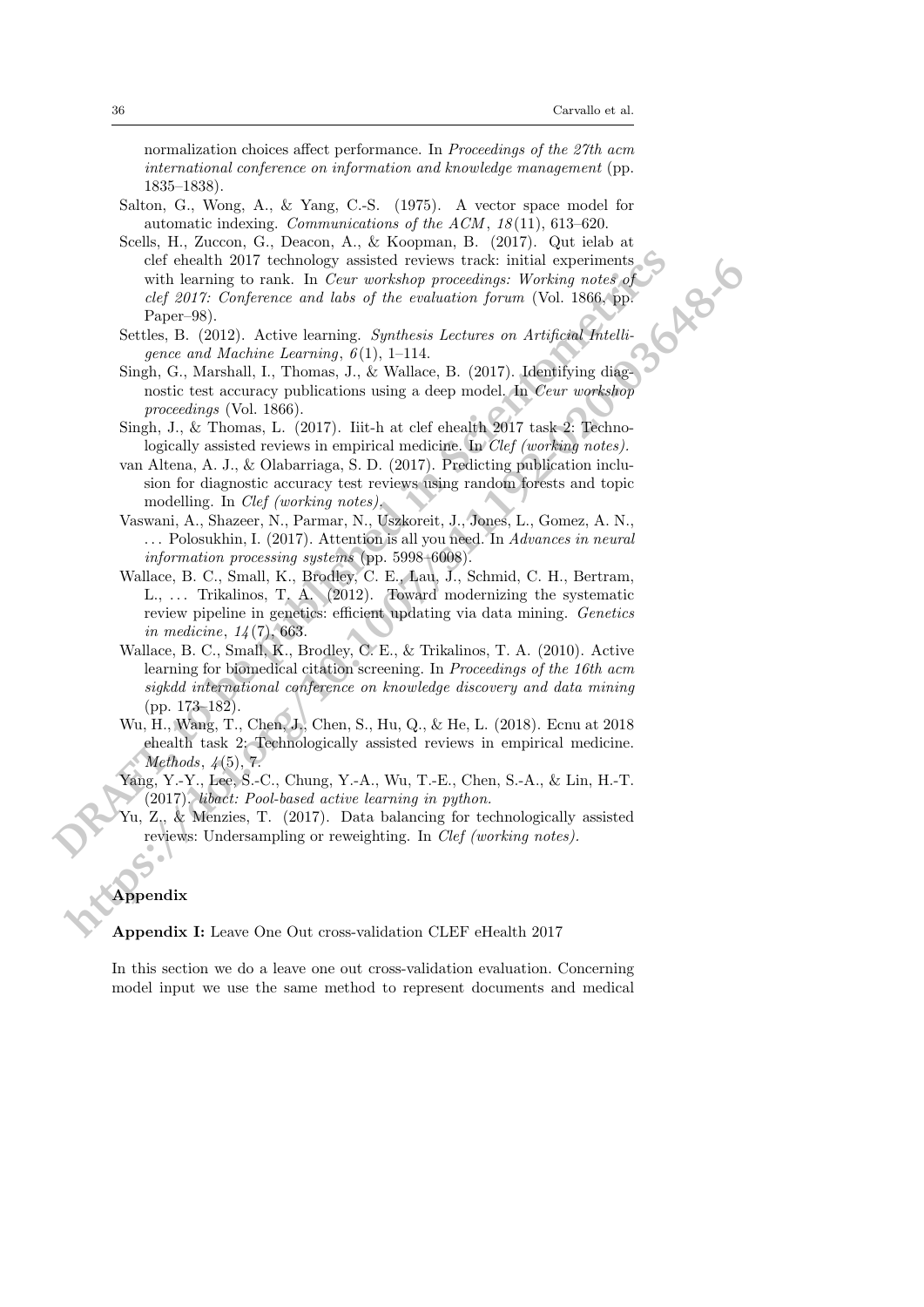normalization choices affect performance. In *Proceedings of the 27th acm international conference on information and knowledge management* (pp. 1835–1838).

Salton, G., Wong, A., & Yang, C.-S. (1975). A vector space model for automatic indexing. *Communications of the ACM*, *18*(11), 613–620.

Scells, H., Zuccon, G., Deacon, A., & Koopman, B. (2017). Qut ielab at clef ehealth 2017 technology assisted reviews track: initial experiments with learning to rank. In *Ceur workshop proceedings: Working notes of clef 2017: Conference and labs of the evaluation forum* (Vol. 1866, pp. Paper–98).

Settles, B. (2012). Active learning. *Synthesis Lectures on Artificial Intelligence and Machine Learning*, *6*(1), 1–114.

Singh, G., Marshall, I., Thomas, J., & Wallace, B. (2017). Identifying diagnostic test accuracy publications using a deep model. In *Ceur workshop proceedings* (Vol. 1866).

Singh, J., & Thomas, L. (2017). Iiit-h at clef ehealth 2017 task 2: Technologically assisted reviews in empirical medicine. In *Clef (working notes).*

van Altena, A. J., & Olabarriaga, S. D. (2017). Predicting publication inclusion for diagnostic accuracy test reviews using random forests and topic modelling. In *Clef (working notes).*

Vaswani, A., Shazeer, N., Parmar, N., Uszkoreit, J., Jones, L., Gomez, A. N., ... Polosukhin, I. (2017). Attention is all you need. In *Advances in neural information processing systems* (pp. 5998–6008).

Wallace, B. C., Small, K., Brodley, C. E., Lau, J., Schmid, C. H., Bertram, L., ... Trikalinos, T. A. (2012). Toward modernizing the systematic review pipeline in genetics: efficient updating via data mining. *Genetics in medicine*, *14*(7), 663.

Wallace, B. C., Small, K., Brodley, C. E., & Trikalinos, T. A. (2010). Active learning for biomedical citation screening. In *Proceedings of the 16th acm sigkdd international conference on knowledge discovery and data mining* (pp. 173–182).

Wu, H., Wang, T., Chen, J., Chen, S., Hu, Q., & He, L. (2018). Ecnu at 2018 ehealth task 2: Technologically assisted reviews in empirical medicine. *Methods*, *4*(5), 7.

Yang, Y.-Y., Lee, S.-C., Chung, Y.-A., Wu, T.-E., Chen, S.-A., & Lin, H.-T. (2017). *libact: Pool-based active learning in python.*

Yu, Z., & Menzies, T. (2017). Data balancing for technologically assisted reviews: Undersampling or reweighting. In *Clef (working notes).*

## Appendix

**Appendix I:** Leave One Out cross-validation CLEF eHealth 2017

In this section we do a leave one out cross-validation evaluation. Concerning model input we use the same method to represent documents and medical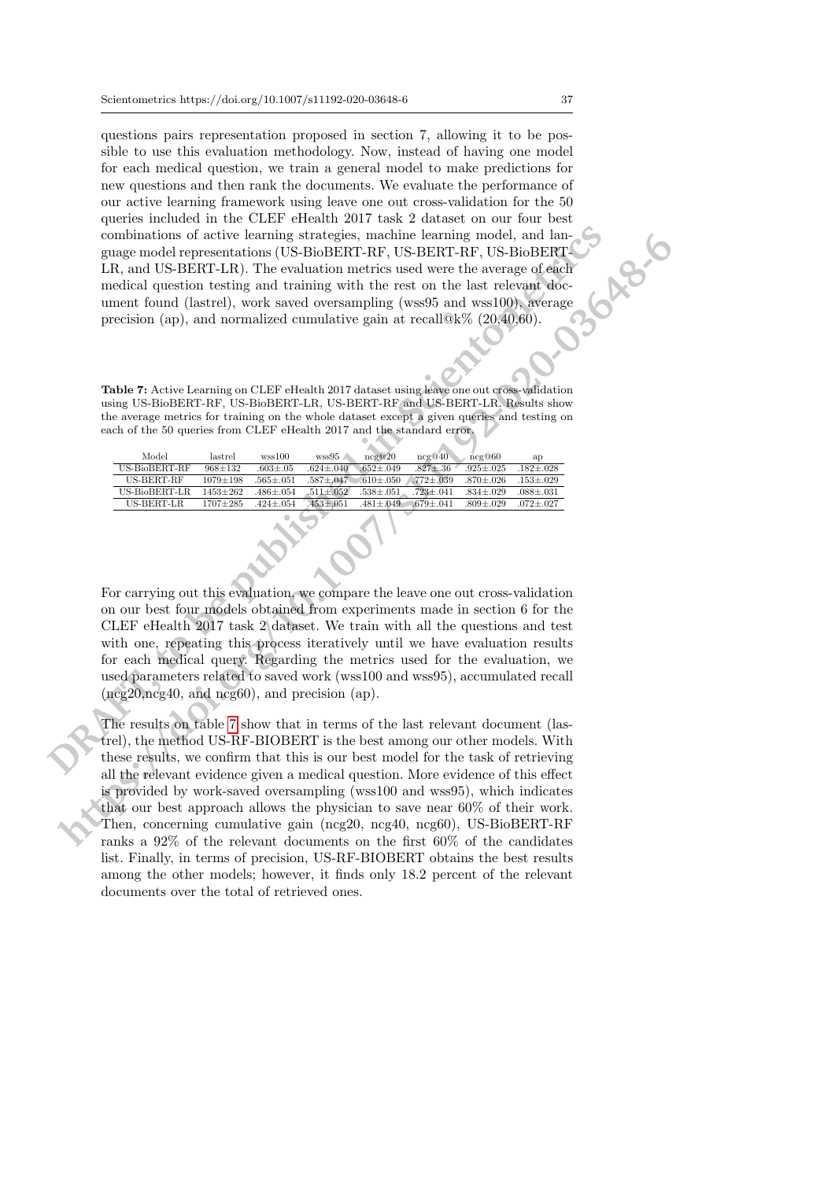questions pairs representation proposed in section 7, allowing it to be possible to use this evaluation methodology. Now, instead of having one model for each medical question, we train a general model to make predictions for new questions and then rank the documents. We evaluate the performance of our active learning framework using leave one out cross-validation for the 50 queries included in the CLEF eHealth 2017 task 2 dataset on our four best combinations of active learning strategies, machine learning model, and language model representations (US-BioBERT-RF, US-BERT-RF, US-BioBERT-LR, and US-BERT-LR). The evaluation metrics used were the average of each medical question testing and training with the rest on the last relevant document found (lastrel), work saved oversampling (wss95 and wss100), average precision (ap), and normalized cumulative gain at recall@k% (20,40,60).

**Table 7:** Active Learning on CLEF eHealth 2017 dataset using leave one out cross-validation using US-BioBERT-RF, US-BioBERT-LR, US-BERT-RF and US-BERT-LR. Results show the average metrics for training on the whole dataset except a given queries and testing on each of the 50 queries from CLEF eHealth 2017 and the standard error.

| Model | lastrel | wss100 | wss95 | ncg@20 | ncg@40 | ncg@60 | ap |
|---|---|---|---|---|---|---|---|
| US-BioBERT-RF | 968±132 | .603±.05 | .624±.040 | .652±.049 | .827±.36 | .925±.025 | .182±.028 |
| US-BERT-RF | 1079±198 | .565±.051 | .587±.047 | .610±.050 | .772±.039 | .870±.026 | .153±.029 |
| US-BioBERT-LR | 1453±262 | .486±.054 | .511±.052 | .538±.051 | .723±.041 | .834±.029 | .088±.031 |
| US-BERT-LR | 1707±285 | .424±.054 | .453±.051 | .481±.049 | .679±.041 | .809±.029 | .072±.027 |

For carrying out this evaluation, we compare the leave one out cross-validation on our best four models obtained from experiments made in section 6 for the CLEF eHealth 2017 task 2 dataset. We train with all the questions and test with one, repeating this process iteratively until we have evaluation results for each medical query. Regarding the metrics used for the evaluation, we used parameters related to saved work (wss100 and wss95), accumulated recall (ncg20,ncg40, and ncg60), and precision (ap).

The results on table 7 show that in terms of the last relevant document (lastrel), the method US-RF-BIOBERT is the best among our other models. With these results, we confirm that this is our best model for the task of retrieving all the relevant evidence given a medical question. More evidence of this effect is provided by work-saved oversampling (wss100 and wss95), which indicates that our best approach allows the physician to save near 60% of their work. Then, concerning cumulative gain (ncg20, ncg40, ncg60), US-BioBERT-RF ranks a 92% of the relevant documents on the first 60% of the candidates list. Finally, in terms of precision, US-RF-BIOBERT obtains the best results among the other models; however, it finds only 18.2 percent of the relevant documents over the total of retrieved ones.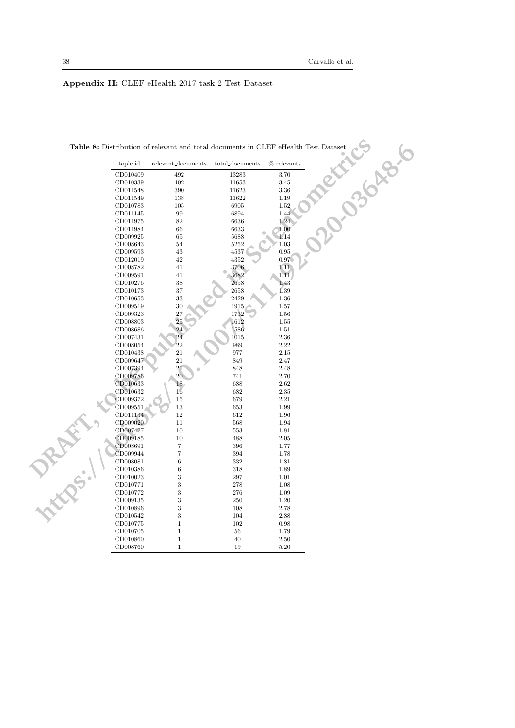## Appendix II: CLEF eHealth 2017 task 2 Test Dataset

**Table 8:** Distribution of relevant and total documents in CLEF eHealth Test Dataset

| topic id | relevant_documents | total_documents | % relevants |
|---|---|---|---|
| CD010409 | 492 | 13283 | 3.70 |
| CD010339 | 402 | 11653 | 3.45 |
| CD011548 | 390 | 11623 | 3.36 |
| CD011549 | 138 | 11622 | 1.19 |
| CD010783 | 105 | 6905 | 1.52 |
| CD011145 | 99 | 6894 | 1.44 |
| CD011975 | 82 | 6636 | 1.24 |
| CD011984 | 66 | 6633 | 1.00 |
| CD009925 | 65 | 5688 | 1.14 |
| CD008643 | 54 | 5252 | 1.03 |
| CD009593 | 43 | 4537 | 0.95 |
| CD012019 | 42 | 4352 | 0.97 |
| CD008782 | 41 | 3706 | 1.11 |
| CD009591 | 41 | 3682 | 1.11 |
| CD010276 | 38 | 2658 | 1.43 |
| CD010173 | 37 | 2658 | 1.39 |
| CD010653 | 33 | 2429 | 1.36 |
| CD009519 | 30 | 1915 | 1.57 |
| CD009323 | 27 | 1732 | 1.56 |
| CD008803 | 25 | 1612 | 1.55 |
| CD008686 | 24 | 1586 | 1.51 |
| CD007431 | 24 | 1015 | 2.36 |
| CD008054 | 22 | 989 | 2.22 |
| CD010438 | 21 | 977 | 2.15 |
| CD009647 | 21 | 849 | 2.47 |
| CD007394 | 21 | 848 | 2.48 |
| CD009786 | 20 | 741 | 2.70 |
| CD010633 | 18 | 688 | 2.62 |
| CD010632 | 16 | 682 | 2.35 |
| CD009372 | 15 | 679 | 2.21 |
| CD009551 | 13 | 653 | 1.99 |
| CD011134 | 12 | 612 | 1.96 |
| CD009020 | 11 | 568 | 1.94 |
| CD007427 | 10 | 553 | 1.81 |
| CD009185 | 10 | 488 | 2.05 |
| CD008691 | 7 | 396 | 1.77 |
| CD009944 | 7 | 394 | 1.78 |
| CD008081 | 6 | 332 | 1.81 |
| CD010386 | 6 | 318 | 1.89 |
| CD010023 | 3 | 297 | 1.01 |
| CD010771 | 3 | 278 | 1.08 |
| CD010772 | 3 | 276 | 1.09 |
| CD009135 | 3 | 250 | 1.20 |
| CD010896 | 3 | 108 | 2.78 |
| CD010542 | 3 | 104 | 2.88 |
| CD010775 | 1 | 102 | 0.98 |
| CD010705 | 1 | 56 | 1.79 |
| CD010860 | 1 | 40 | 2.50 |
| CD008760 | 1 | 19 | 5.20 |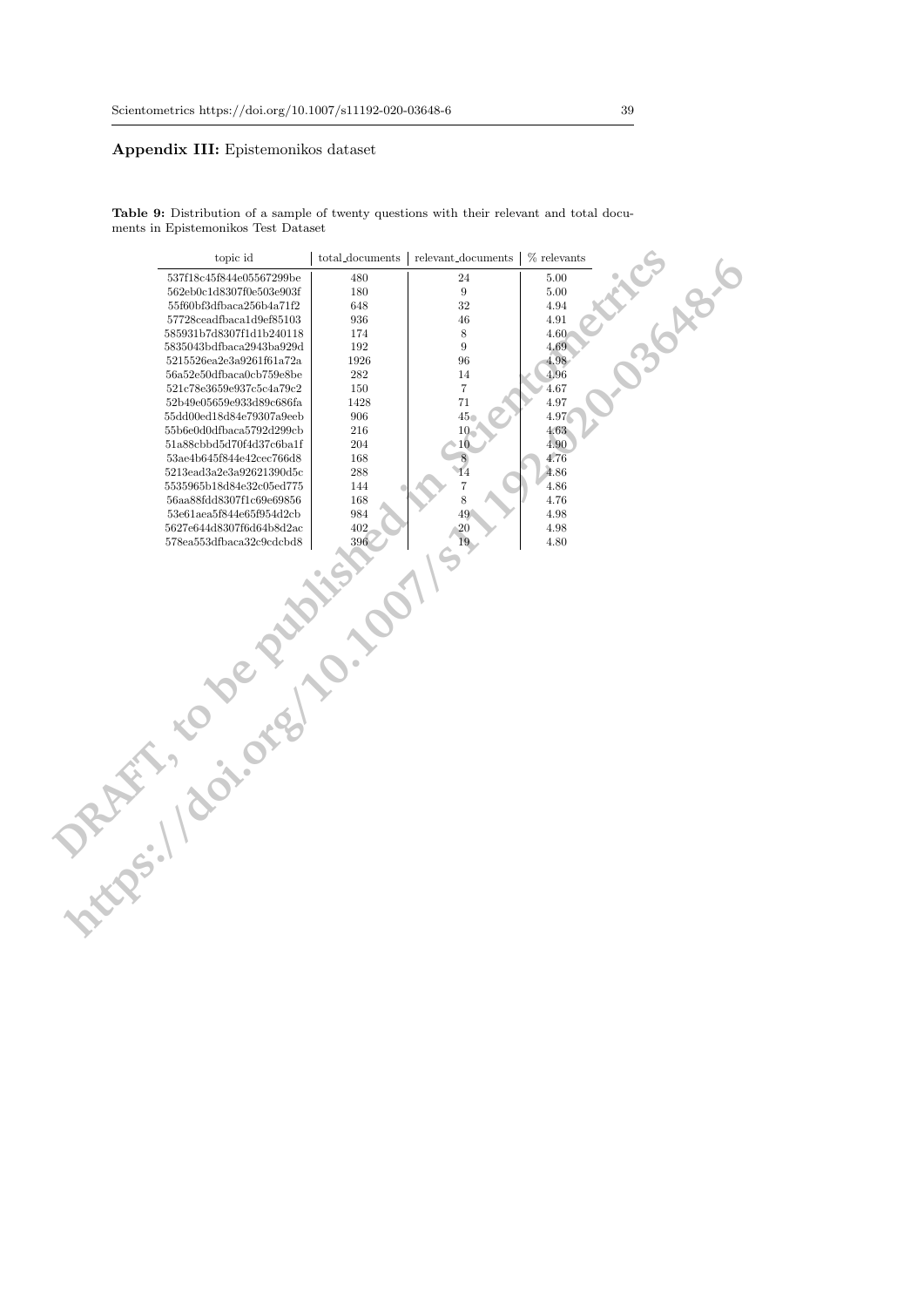**Appendix III:** Epistemonikos dataset

**Table 9:** Distribution of a sample of twenty questions with their relevant and total documents in Epistemonikos Test Dataset

| topic id | total_documents | relevant_documents | % relevants |
|---|---|---|---|
| 537f18c45f844e05567299be | 480 | 24 | 5.00 |
| 562eb0c1d8307f0e503e903f | 180 | 9 | 5.00 |
| 55f60bf3dfbaca256b4a71f2 | 648 | 32 | 4.94 |
| 57728ceadfbaca1d9ef85103 | 936 | 46 | 4.91 |
| 585931b7d8307f1d1b240118 | 174 | 8 | 4.60 |
| 5835043bdfbaca2943ba929d | 192 | 9 | 4.69 |
| 5215526ea2e3a9261f61a72a | 1926 | 96 | 4.98 |
| 56a52e50dfbaca0cb759e8be | 282 | 14 | 4.96 |
| 521c78e3659e937c5c4a79c2 | 150 | 7 | 4.67 |
| 52b49e05659e933d89c686fa | 1428 | 71 | 4.97 |
| 55dd00ed18d84e79307a9eeb | 906 | 45 | 4.97 |
| 55b6e0d0dfbaca5792d299cb | 216 | 10 | 4.63 |
| 51a88cbbd5d70f4d37c6ba1f | 204 | 10 | 4.90 |
| 53ae4b645f844e42cec766d8 | 168 | 8 | 4.76 |
| 5213ead3a2e3a92621390d5c | 288 | 14 | 4.86 |
| 5535965b18d84e32c05ed775 | 144 | 7 | 4.86 |
| 56aa88fdd8307f1c69e69856 | 168 | 8 | 4.76 |
| 53e61aea5f844e65f954d2cb | 984 | 49 | 4.98 |
| 5627e644d8307f6d64b8d2ac | 402 | 20 | 4.98 |
| 578ea553dfbaca32c9cdcbd8 | 396 | 19 | 4.80 |